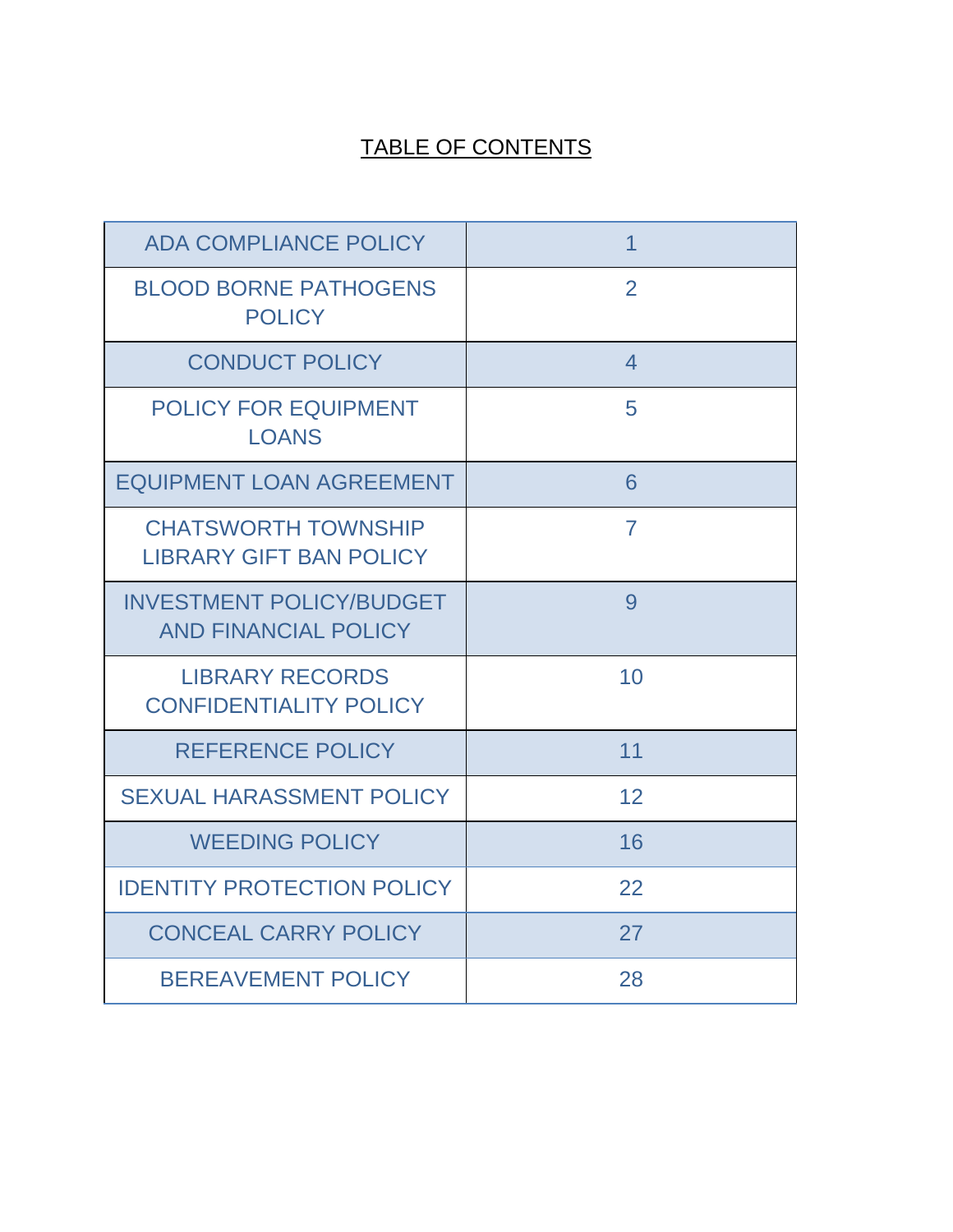# TABLE OF CONTENTS

| | |
|---|---|
| ADA COMPLIANCE POLICY | 1 |
| BLOOD BORNE PATHOGENS POLICY | 2 |
| CONDUCT POLICY | 4 |
| POLICY FOR EQUIPMENT LOANS | 5 |
| EQUIPMENT LOAN AGREEMENT | 6 |
| CHATSWORTH TOWNSHIP LIBRARY GIFT BAN POLICY | 7 |
| INVESTMENT POLICY/BUDGET AND FINANCIAL POLICY | 9 |
| LIBRARY RECORDS CONFIDENTIALITY POLICY | 10 |
| REFERENCE POLICY | 11 |
| SEXUAL HARASSMENT POLICY | 12 |
| WEEDING POLICY | 16 |
| IDENTITY PROTECTION POLICY | 22 |
| CONCEAL CARRY POLICY | 27 |
| BEREAVEMENT POLICY | 28 |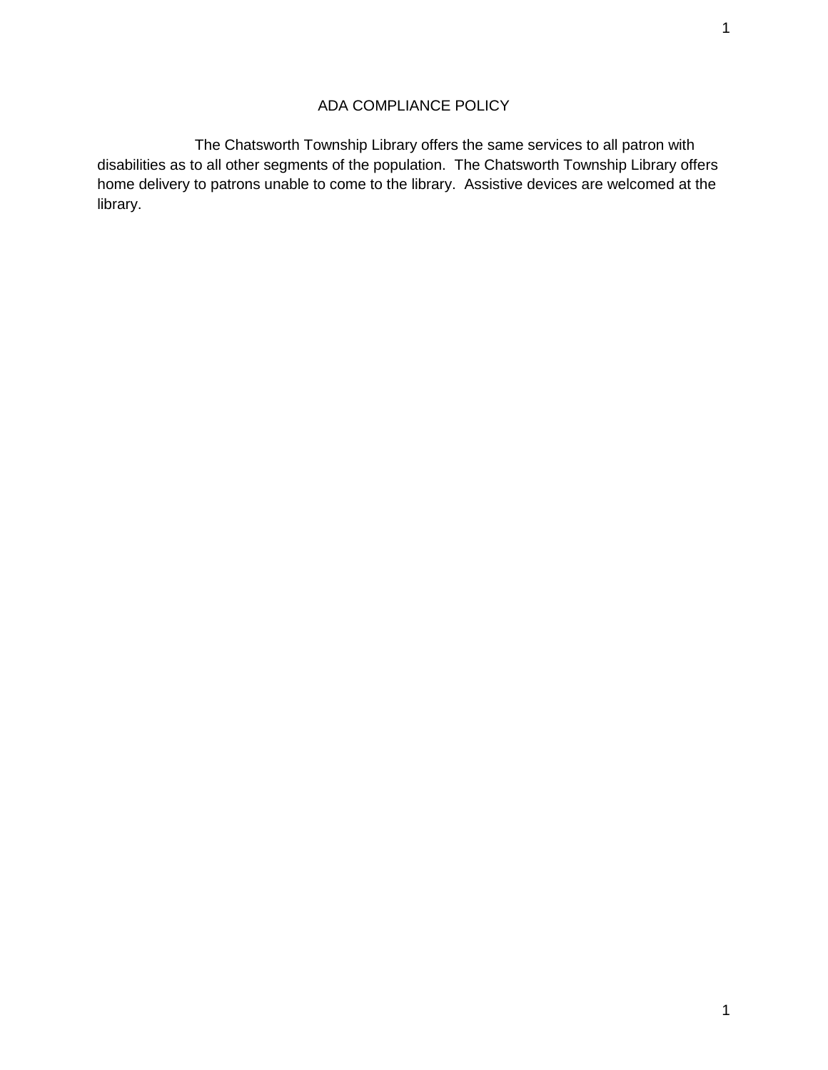# ADA COMPLIANCE POLICY

The Chatsworth Township Library offers the same services to all patron with disabilities as to all other segments of the population. The Chatsworth Township Library offers home delivery to patrons unable to come to the library. Assistive devices are welcomed at the library.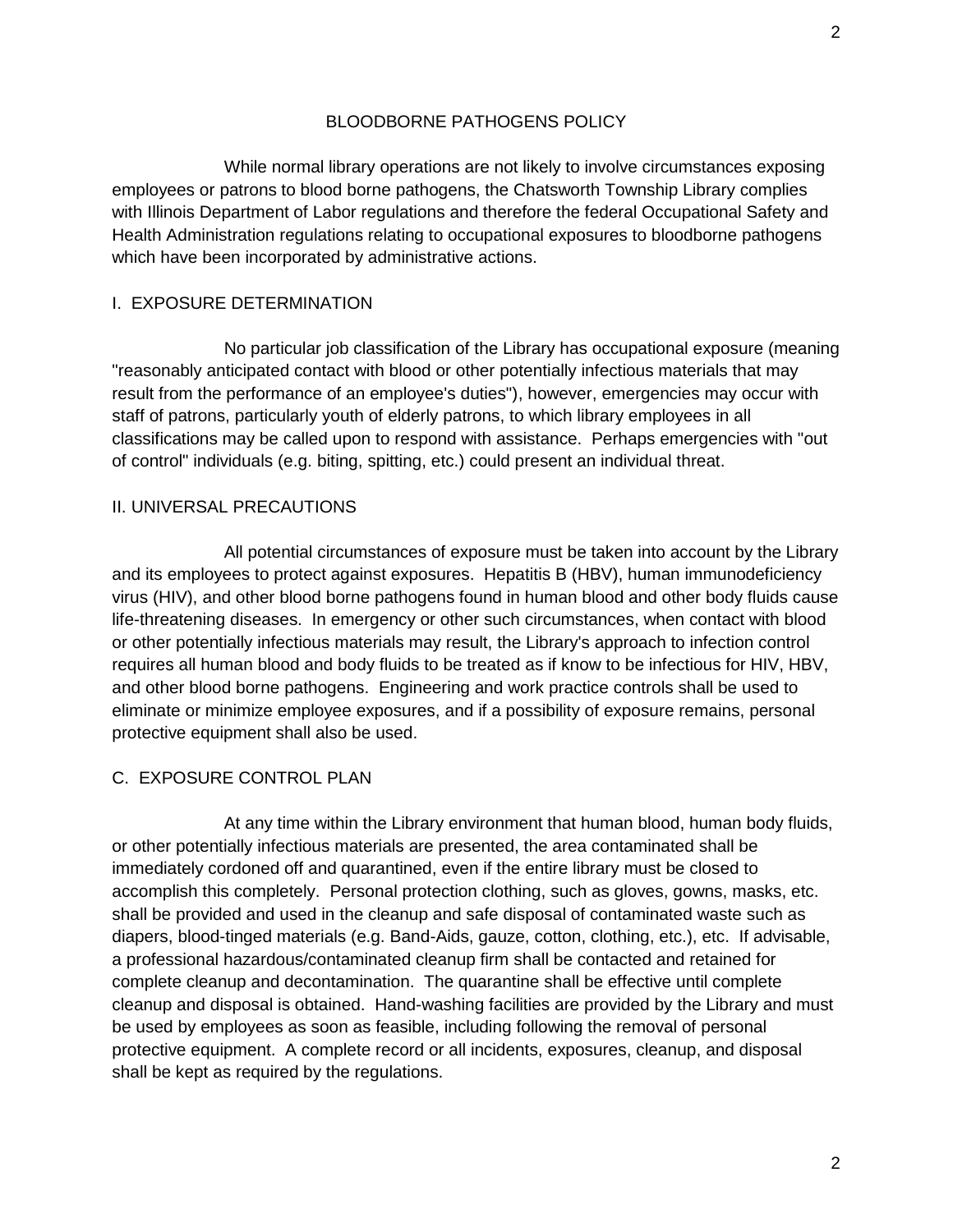# BLOODBORNE PATHOGENS POLICY

While normal library operations are not likely to involve circumstances exposing employees or patrons to blood borne pathogens, the Chatsworth Township Library complies with Illinois Department of Labor regulations and therefore the federal Occupational Safety and Health Administration regulations relating to occupational exposures to bloodborne pathogens which have been incorporated by administrative actions.

## I. EXPOSURE DETERMINATION

No particular job classification of the Library has occupational exposure (meaning "reasonably anticipated contact with blood or other potentially infectious materials that may result from the performance of an employee's duties"), however, emergencies may occur with staff of patrons, particularly youth of elderly patrons, to which library employees in all classifications may be called upon to respond with assistance. Perhaps emergencies with "out of control" individuals (e.g. biting, spitting, etc.) could present an individual threat.

## II. UNIVERSAL PRECAUTIONS

All potential circumstances of exposure must be taken into account by the Library and its employees to protect against exposures. Hepatitis B (HBV), human immunodeficiency virus (HIV), and other blood borne pathogens found in human blood and other body fluids cause life-threatening diseases. In emergency or other such circumstances, when contact with blood or other potentially infectious materials may result, the Library's approach to infection control requires all human blood and body fluids to be treated as if know to be infectious for HIV, HBV, and other blood borne pathogens. Engineering and work practice controls shall be used to eliminate or minimize employee exposures, and if a possibility of exposure remains, personal protective equipment shall also be used.

## C. EXPOSURE CONTROL PLAN

At any time within the Library environment that human blood, human body fluids, or other potentially infectious materials are presented, the area contaminated shall be immediately cordoned off and quarantined, even if the entire library must be closed to accomplish this completely. Personal protection clothing, such as gloves, gowns, masks, etc. shall be provided and used in the cleanup and safe disposal of contaminated waste such as diapers, blood-tinged materials (e.g. Band-Aids, gauze, cotton, clothing, etc.), etc. If advisable, a professional hazardous/contaminated cleanup firm shall be contacted and retained for complete cleanup and decontamination. The quarantine shall be effective until complete cleanup and disposal is obtained. Hand-washing facilities are provided by the Library and must be used by employees as soon as feasible, including following the removal of personal protective equipment. A complete record or all incidents, exposures, cleanup, and disposal shall be kept as required by the regulations.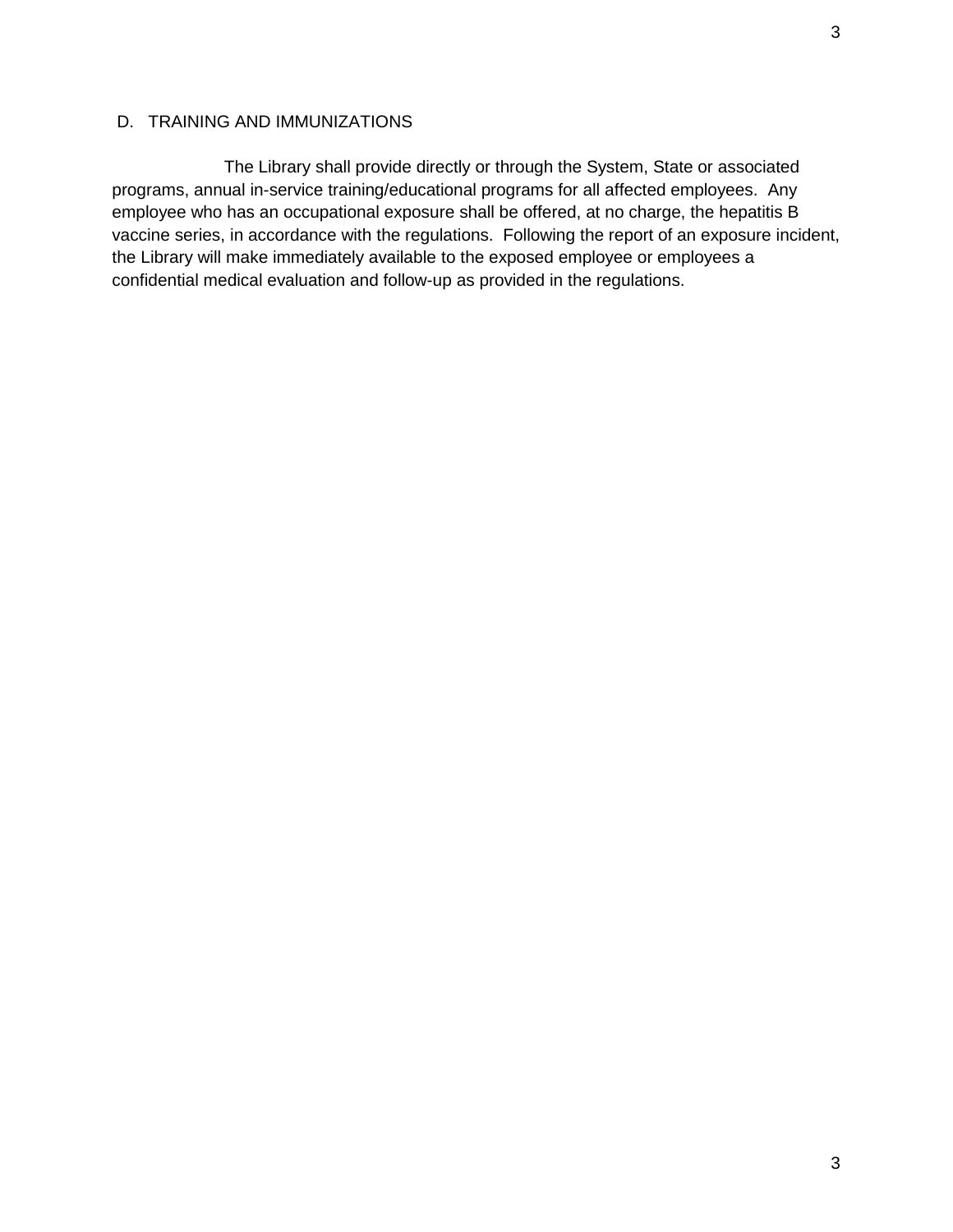## D. TRAINING AND IMMUNIZATIONS

The Library shall provide directly or through the System, State or associated programs, annual in-service training/educational programs for all affected employees. Any employee who has an occupational exposure shall be offered, at no charge, the hepatitis B vaccine series, in accordance with the regulations. Following the report of an exposure incident, the Library will make immediately available to the exposed employee or employees a confidential medical evaluation and follow-up as provided in the regulations.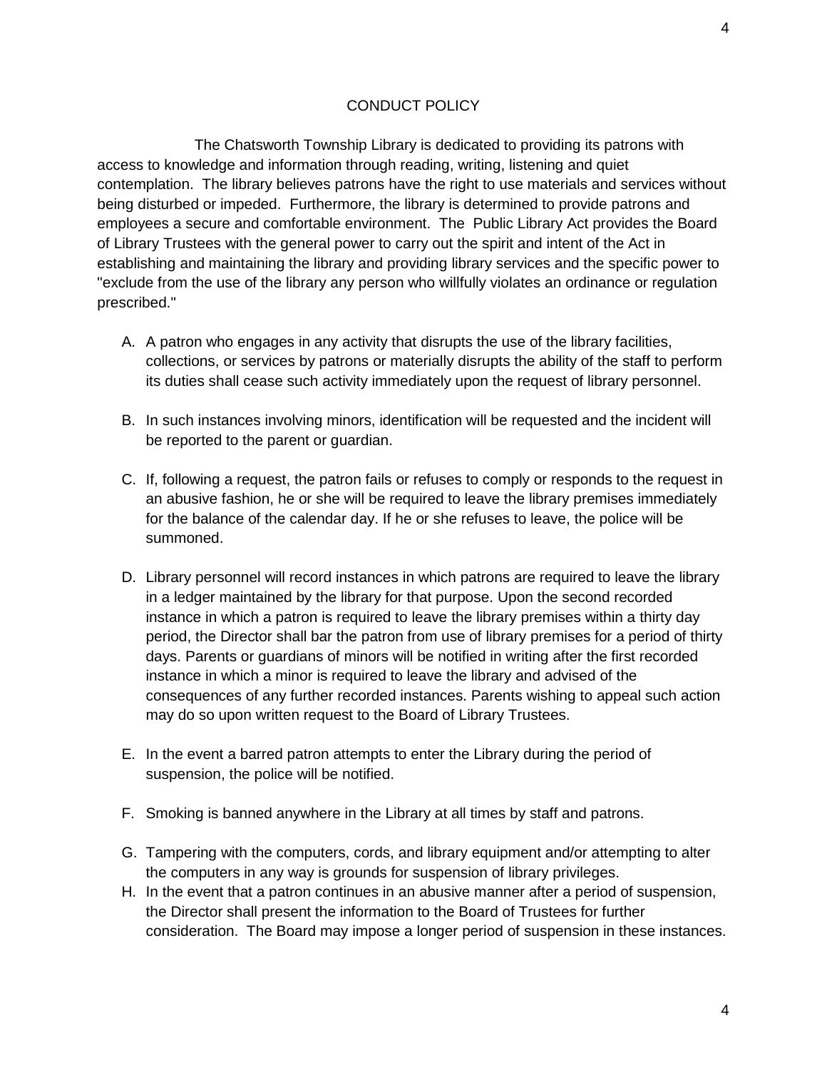## CONDUCT POLICY

The Chatsworth Township Library is dedicated to providing its patrons with access to knowledge and information through reading, writing, listening and quiet contemplation. The library believes patrons have the right to use materials and services without being disturbed or impeded. Furthermore, the library is determined to provide patrons and employees a secure and comfortable environment. The Public Library Act provides the Board of Library Trustees with the general power to carry out the spirit and intent of the Act in establishing and maintaining the library and providing library services and the specific power to "exclude from the use of the library any person who willfully violates an ordinance or regulation prescribed."

A. A patron who engages in any activity that disrupts the use of the library facilities, collections, or services by patrons or materially disrupts the ability of the staff to perform its duties shall cease such activity immediately upon the request of library personnel.

B. In such instances involving minors, identification will be requested and the incident will be reported to the parent or guardian.

C. If, following a request, the patron fails or refuses to comply or responds to the request in an abusive fashion, he or she will be required to leave the library premises immediately for the balance of the calendar day. If he or she refuses to leave, the police will be summoned.

D. Library personnel will record instances in which patrons are required to leave the library in a ledger maintained by the library for that purpose. Upon the second recorded instance in which a patron is required to leave the library premises within a thirty day period, the Director shall bar the patron from use of library premises for a period of thirty days. Parents or guardians of minors will be notified in writing after the first recorded instance in which a minor is required to leave the library and advised of the consequences of any further recorded instances. Parents wishing to appeal such action may do so upon written request to the Board of Library Trustees.

E. In the event a barred patron attempts to enter the Library during the period of suspension, the police will be notified.

F. Smoking is banned anywhere in the Library at all times by staff and patrons.

G. Tampering with the computers, cords, and library equipment and/or attempting to alter the computers in any way is grounds for suspension of library privileges.

H. In the event that a patron continues in an abusive manner after a period of suspension, the Director shall present the information to the Board of Trustees for further consideration. The Board may impose a longer period of suspension in these instances.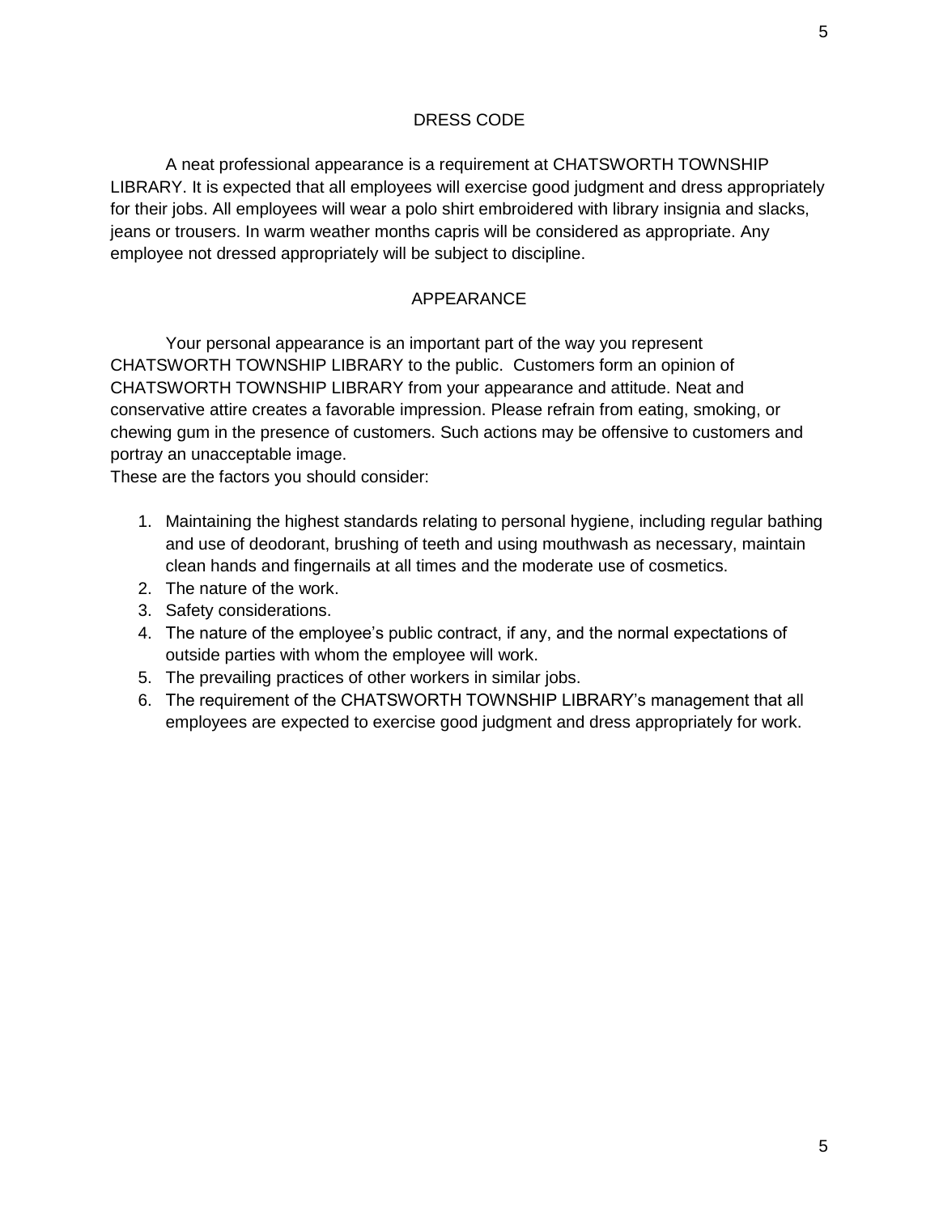## DRESS CODE

A neat professional appearance is a requirement at CHATSWORTH TOWNSHIP LIBRARY. It is expected that all employees will exercise good judgment and dress appropriately for their jobs. All employees will wear a polo shirt embroidered with library insignia and slacks, jeans or trousers. In warm weather months capris will be considered as appropriate. Any employee not dressed appropriately will be subject to discipline.

## APPEARANCE

Your personal appearance is an important part of the way you represent CHATSWORTH TOWNSHIP LIBRARY to the public. Customers form an opinion of CHATSWORTH TOWNSHIP LIBRARY from your appearance and attitude. Neat and conservative attire creates a favorable impression. Please refrain from eating, smoking, or chewing gum in the presence of customers. Such actions may be offensive to customers and portray an unacceptable image.

These are the factors you should consider:

1. Maintaining the highest standards relating to personal hygiene, including regular bathing and use of deodorant, brushing of teeth and using mouthwash as necessary, maintain clean hands and fingernails at all times and the moderate use of cosmetics.
2. The nature of the work.
3. Safety considerations.
4. The nature of the employee's public contract, if any, and the normal expectations of outside parties with whom the employee will work.
5. The prevailing practices of other workers in similar jobs.
6. The requirement of the CHATSWORTH TOWNSHIP LIBRARY's management that all employees are expected to exercise good judgment and dress appropriately for work.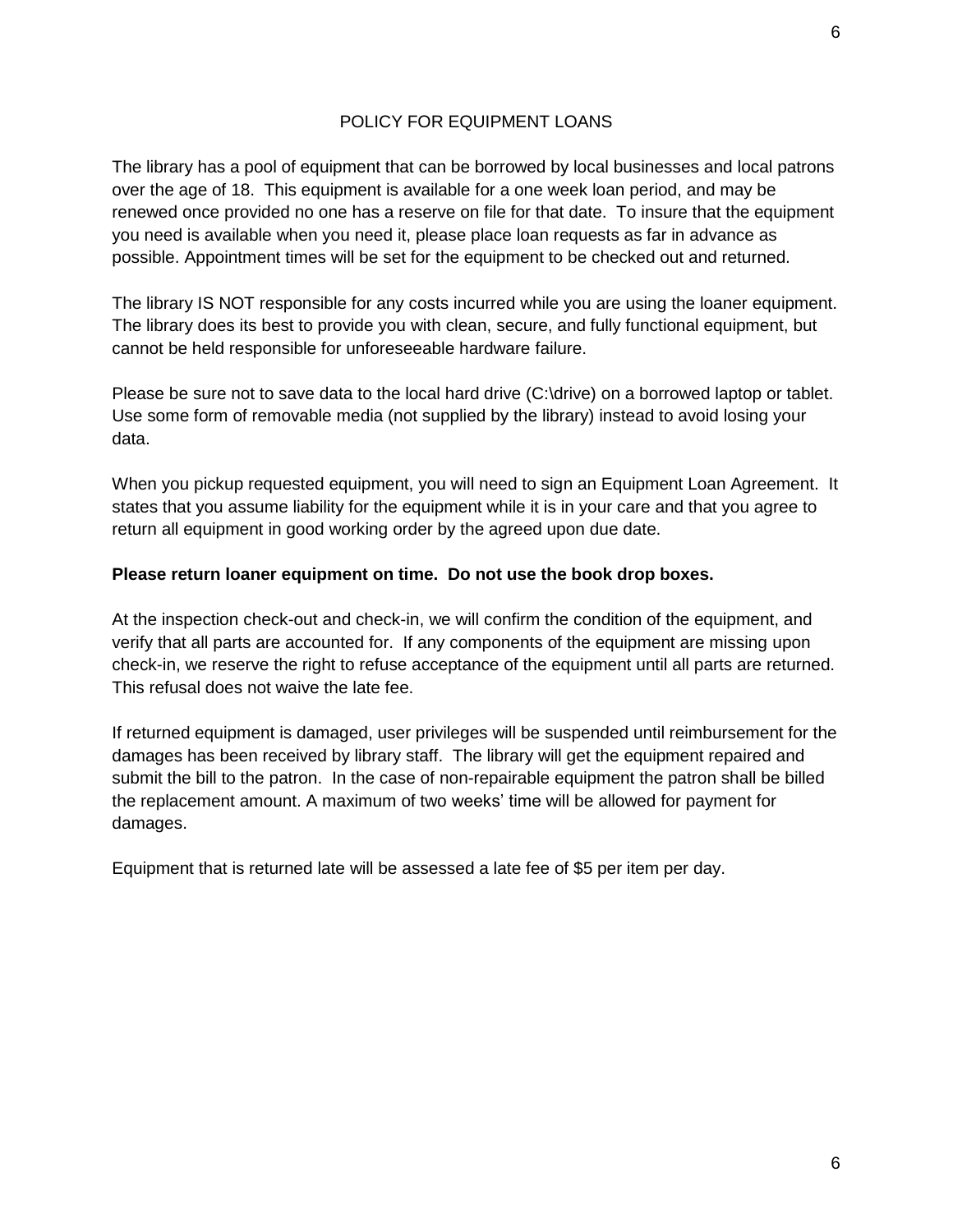# POLICY FOR EQUIPMENT LOANS

The library has a pool of equipment that can be borrowed by local businesses and local patrons over the age of 18. This equipment is available for a one week loan period, and may be renewed once provided no one has a reserve on file for that date. To insure that the equipment you need is available when you need it, please place loan requests as far in advance as possible. Appointment times will be set for the equipment to be checked out and returned.

The library IS NOT responsible for any costs incurred while you are using the loaner equipment. The library does its best to provide you with clean, secure, and fully functional equipment, but cannot be held responsible for unforeseeable hardware failure.

Please be sure not to save data to the local hard drive (C:\drive) on a borrowed laptop or tablet. Use some form of removable media (not supplied by the library) instead to avoid losing your data.

When you pickup requested equipment, you will need to sign an Equipment Loan Agreement. It states that you assume liability for the equipment while it is in your care and that you agree to return all equipment in good working order by the agreed upon due date.

**Please return loaner equipment on time. Do not use the book drop boxes.**

At the inspection check-out and check-in, we will confirm the condition of the equipment, and verify that all parts are accounted for. If any components of the equipment are missing upon check-in, we reserve the right to refuse acceptance of the equipment until all parts are returned. This refusal does not waive the late fee.

If returned equipment is damaged, user privileges will be suspended until reimbursement for the damages has been received by library staff. The library will get the equipment repaired and submit the bill to the patron. In the case of non-repairable equipment the patron shall be billed the replacement amount. A maximum of two weeks' time will be allowed for payment for damages.

Equipment that is returned late will be assessed a late fee of $5 per item per day.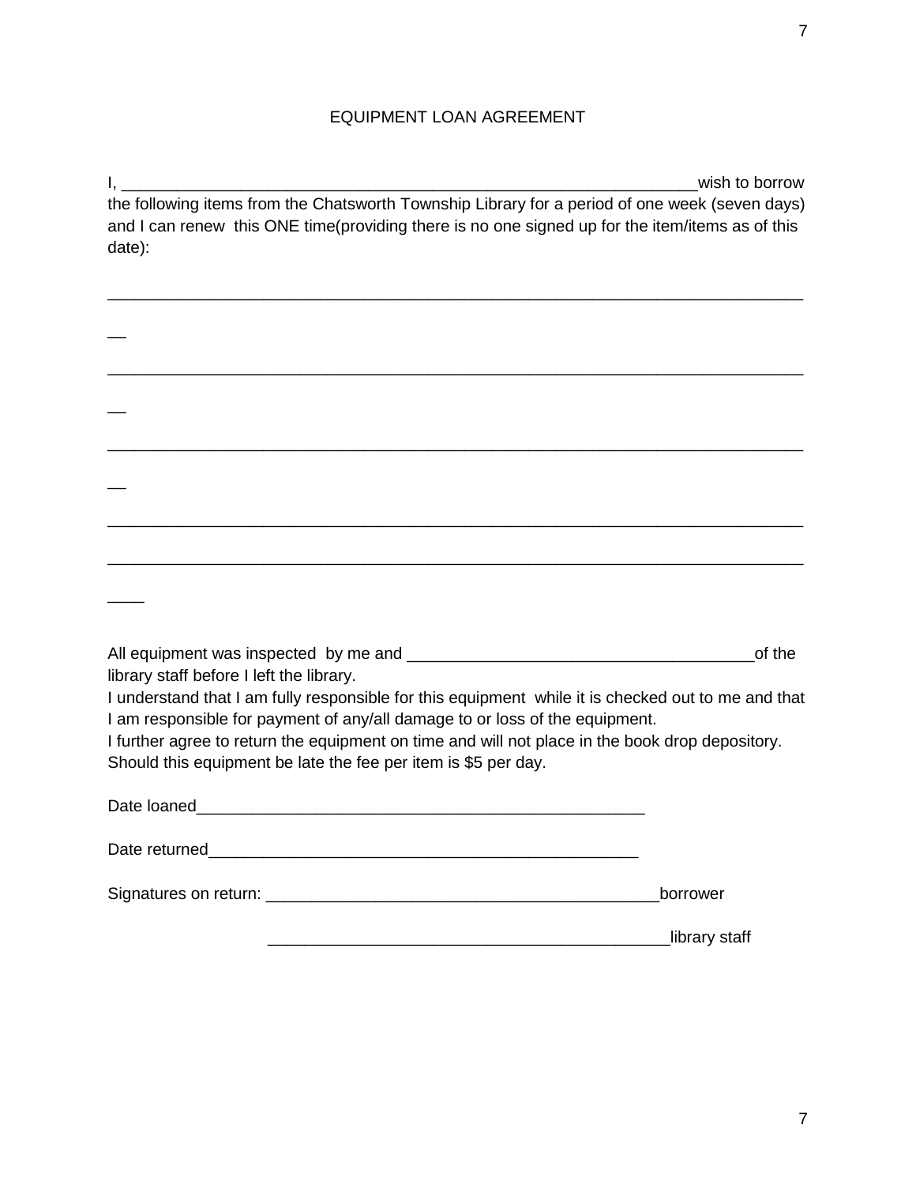# EQUIPMENT LOAN AGREEMENT

I, ________________________________________________________________wish to borrow the following items from the Chatsworth Township Library for a period of one week (seven days) and I can renew this ONE time(providing there is no one signed up for the item/items as of this date):

______________________________________________________________________________

______________________________________________________________________________

______________________________________________________________________________

______________________________________________________________________________

______________________________________________________________________________

All equipment was inspected by me and _______________________________________of the library staff before I left the library.

I understand that I am fully responsible for this equipment while it is checked out to me and that I am responsible for payment of any/all damage to or loss of the equipment.

I further agree to return the equipment on time and will not place in the book drop depository. Should this equipment be late the fee per item is $5 per day.

Date loaned__________________________________________________

Date returned________________________________________________

Signatures on return: ____________________________________________borrower

____________________________________________library staff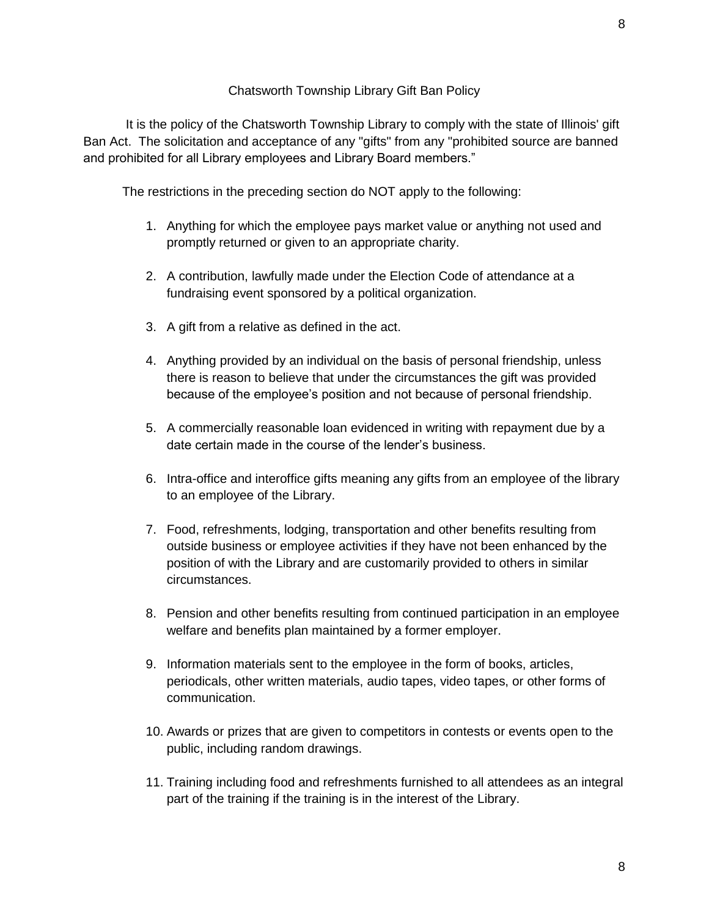## Chatsworth Township Library Gift Ban Policy

It is the policy of the Chatsworth Township Library to comply with the state of Illinois' gift Ban Act. The solicitation and acceptance of any "gifts" from any "prohibited source are banned and prohibited for all Library employees and Library Board members."

The restrictions in the preceding section do NOT apply to the following:

1. Anything for which the employee pays market value or anything not used and promptly returned or given to an appropriate charity.
2. A contribution, lawfully made under the Election Code of attendance at a fundraising event sponsored by a political organization.
3. A gift from a relative as defined in the act.
4. Anything provided by an individual on the basis of personal friendship, unless there is reason to believe that under the circumstances the gift was provided because of the employee's position and not because of personal friendship.
5. A commercially reasonable loan evidenced in writing with repayment due by a date certain made in the course of the lender's business.
6. Intra-office and interoffice gifts meaning any gifts from an employee of the library to an employee of the Library.
7. Food, refreshments, lodging, transportation and other benefits resulting from outside business or employee activities if they have not been enhanced by the position of with the Library and are customarily provided to others in similar circumstances.
8. Pension and other benefits resulting from continued participation in an employee welfare and benefits plan maintained by a former employer.
9. Information materials sent to the employee in the form of books, articles, periodicals, other written materials, audio tapes, video tapes, or other forms of communication.
10. Awards or prizes that are given to competitors in contests or events open to the public, including random drawings.
11. Training including food and refreshments furnished to all attendees as an integral part of the training if the training is in the interest of the Library.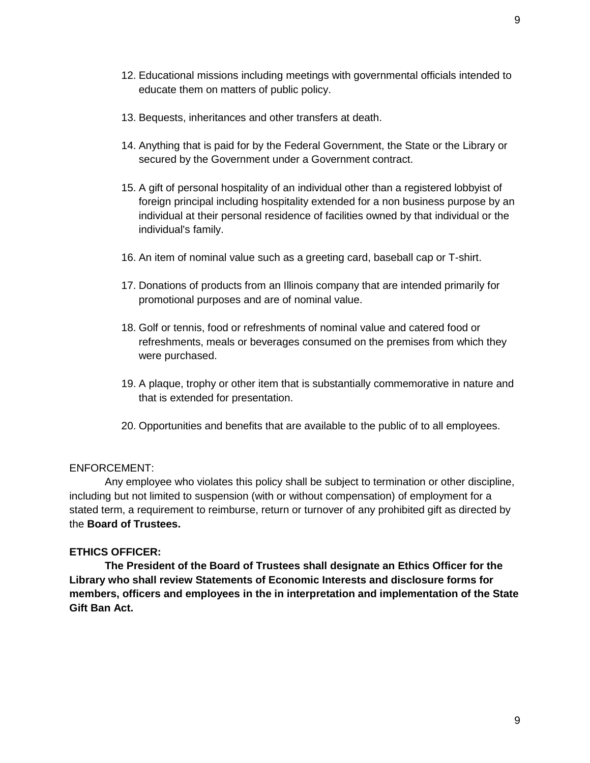12. Educational missions including meetings with governmental officials intended to educate them on matters of public policy.

13. Bequests, inheritances and other transfers at death.

14. Anything that is paid for by the Federal Government, the State or the Library or secured by the Government under a Government contract.

15. A gift of personal hospitality of an individual other than a registered lobbyist of foreign principal including hospitality extended for a non business purpose by an individual at their personal residence of facilities owned by that individual or the individual's family.

16. An item of nominal value such as a greeting card, baseball cap or T-shirt.

17. Donations of products from an Illinois company that are intended primarily for promotional purposes and are of nominal value.

18. Golf or tennis, food or refreshments of nominal value and catered food or refreshments, meals or beverages consumed on the premises from which they were purchased.

19. A plaque, trophy or other item that is substantially commemorative in nature and that is extended for presentation.

20. Opportunities and benefits that are available to the public of to all employees.

ENFORCEMENT:

Any employee who violates this policy shall be subject to termination or other discipline, including but not limited to suspension (with or without compensation) of employment for a stated term, a requirement to reimburse, return or turnover of any prohibited gift as directed by the **Board of Trustees.**

**ETHICS OFFICER:**

**The President of the Board of Trustees shall designate an Ethics Officer for the Library who shall review Statements of Economic Interests and disclosure forms for members, officers and employees in the in interpretation and implementation of the State Gift Ban Act.**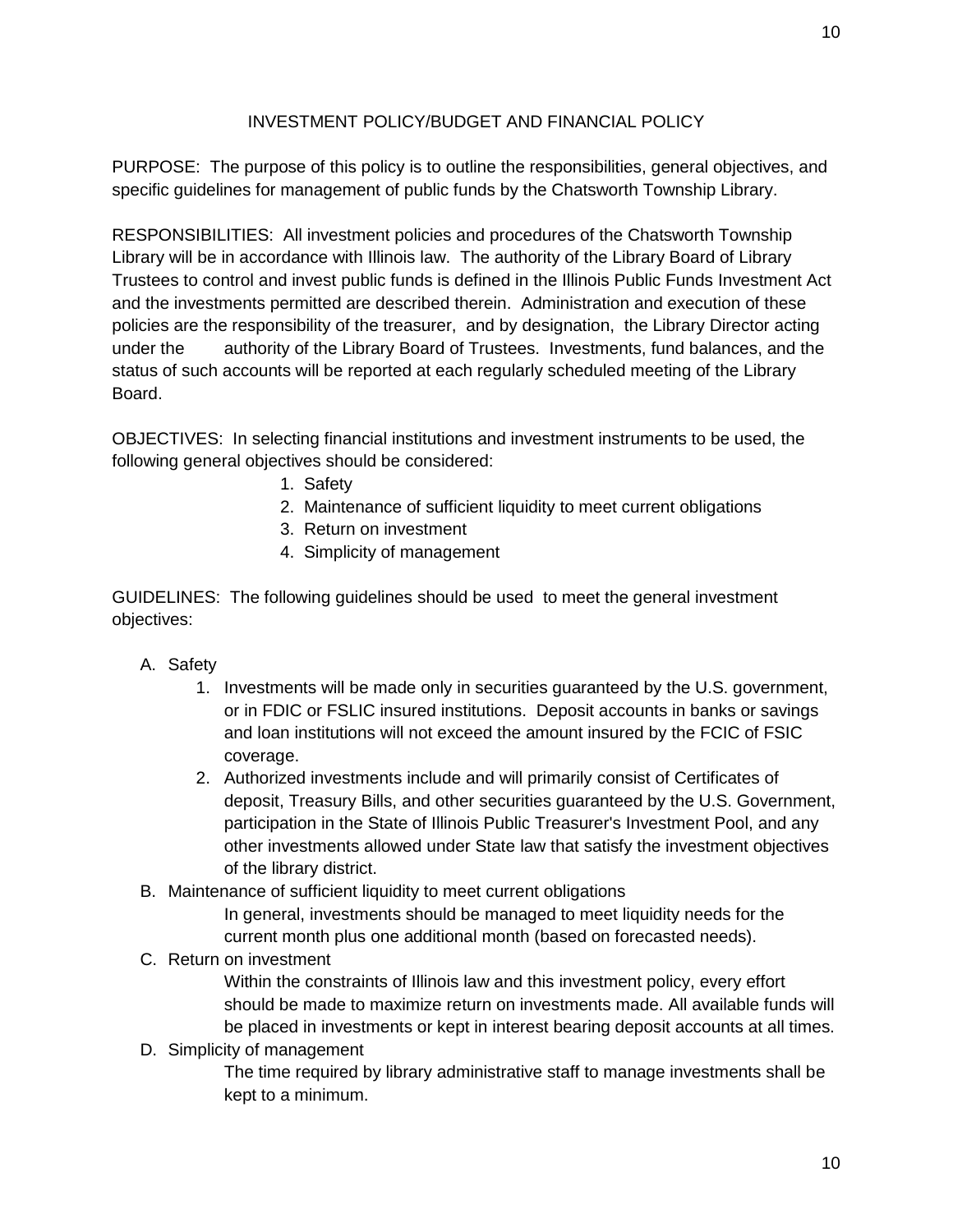# INVESTMENT POLICY/BUDGET AND FINANCIAL POLICY

PURPOSE: The purpose of this policy is to outline the responsibilities, general objectives, and specific guidelines for management of public funds by the Chatsworth Township Library.

RESPONSIBILITIES: All investment policies and procedures of the Chatsworth Township Library will be in accordance with Illinois law. The authority of the Library Board of Library Trustees to control and invest public funds is defined in the Illinois Public Funds Investment Act and the investments permitted are described therein. Administration and execution of these policies are the responsibility of the treasurer, and by designation, the Library Director acting under the authority of the Library Board of Trustees. Investments, fund balances, and the status of such accounts will be reported at each regularly scheduled meeting of the Library Board.

OBJECTIVES: In selecting financial institutions and investment instruments to be used, the following general objectives should be considered:

1. Safety
2. Maintenance of sufficient liquidity to meet current obligations
3. Return on investment
4. Simplicity of management

GUIDELINES: The following guidelines should be used to meet the general investment objectives:

A. Safety
   1. Investments will be made only in securities guaranteed by the U.S. government, or in FDIC or FSLIC insured institutions. Deposit accounts in banks or savings and loan institutions will not exceed the amount insured by the FCIC of FSIC coverage.
   2. Authorized investments include and will primarily consist of Certificates of deposit, Treasury Bills, and other securities guaranteed by the U.S. Government, participation in the State of Illinois Public Treasurer's Investment Pool, and any other investments allowed under State law that satisfy the investment objectives of the library district.

B. Maintenance of sufficient liquidity to meet current obligations

   In general, investments should be managed to meet liquidity needs for the current month plus one additional month (based on forecasted needs).

C. Return on investment

   Within the constraints of Illinois law and this investment policy, every effort should be made to maximize return on investments made. All available funds will be placed in investments or kept in interest bearing deposit accounts at all times.

D. Simplicity of management

   The time required by library administrative staff to manage investments shall be kept to a minimum.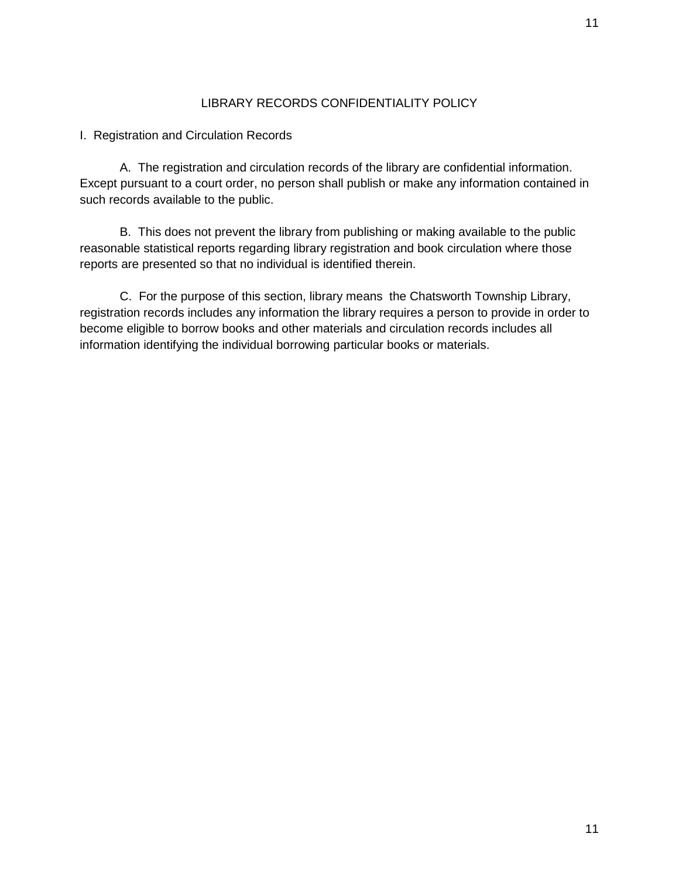# LIBRARY RECORDS CONFIDENTIALITY POLICY

## I. Registration and Circulation Records

A. The registration and circulation records of the library are confidential information. Except pursuant to a court order, no person shall publish or make any information contained in such records available to the public.

B. This does not prevent the library from publishing or making available to the public reasonable statistical reports regarding library registration and book circulation where those reports are presented so that no individual is identified therein.

C. For the purpose of this section, library means the Chatsworth Township Library, registration records includes any information the library requires a person to provide in order to become eligible to borrow books and other materials and circulation records includes all information identifying the individual borrowing particular books or materials.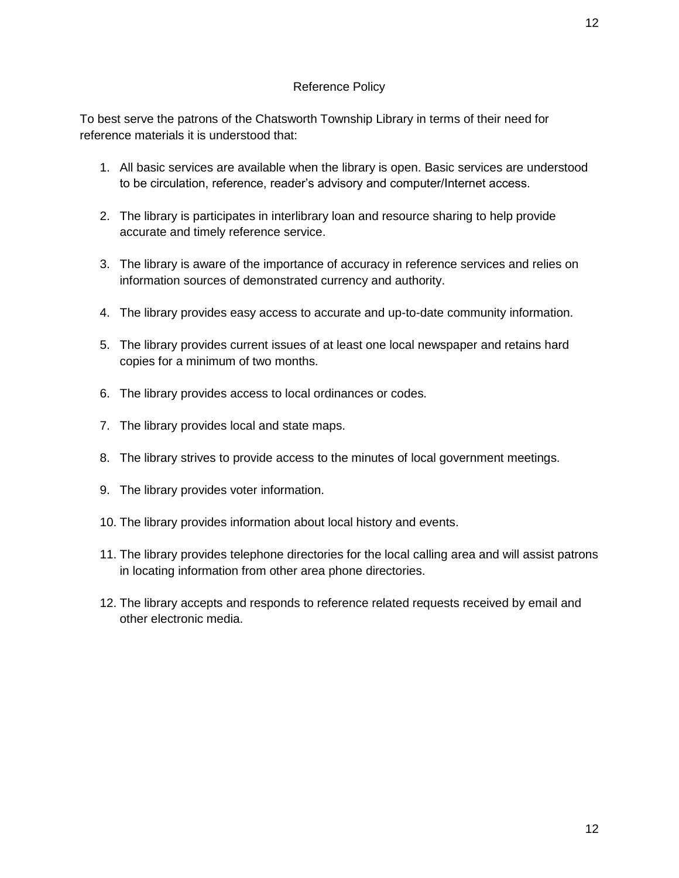## Reference Policy

To best serve the patrons of the Chatsworth Township Library in terms of their need for reference materials it is understood that:

1. All basic services are available when the library is open. Basic services are understood to be circulation, reference, reader's advisory and computer/Internet access.

2. The library is participates in interlibrary loan and resource sharing to help provide accurate and timely reference service.

3. The library is aware of the importance of accuracy in reference services and relies on information sources of demonstrated currency and authority.

4. The library provides easy access to accurate and up-to-date community information.

5. The library provides current issues of at least one local newspaper and retains hard copies for a minimum of two months.

6. The library provides access to local ordinances or codes.

7. The library provides local and state maps.

8. The library strives to provide access to the minutes of local government meetings.

9. The library provides voter information.

10. The library provides information about local history and events.

11. The library provides telephone directories for the local calling area and will assist patrons in locating information from other area phone directories.

12. The library accepts and responds to reference related requests received by email and other electronic media.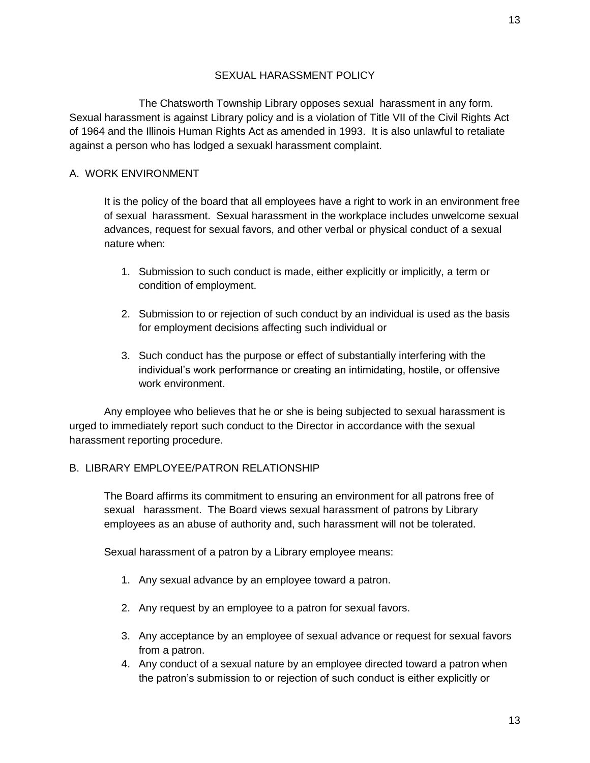## SEXUAL HARASSMENT POLICY

The Chatsworth Township Library opposes sexual harassment in any form. Sexual harassment is against Library policy and is a violation of Title VII of the Civil Rights Act of 1964 and the Illinois Human Rights Act as amended in 1993. It is also unlawful to retaliate against a person who has lodged a sexuakl harassment complaint.

### A. WORK ENVIRONMENT

It is the policy of the board that all employees have a right to work in an environment free of sexual harassment. Sexual harassment in the workplace includes unwelcome sexual advances, request for sexual favors, and other verbal or physical conduct of a sexual nature when:

1. Submission to such conduct is made, either explicitly or implicitly, a term or condition of employment.

2. Submission to or rejection of such conduct by an individual is used as the basis for employment decisions affecting such individual or

3. Such conduct has the purpose or effect of substantially interfering with the individual's work performance or creating an intimidating, hostile, or offensive work environment.

Any employee who believes that he or she is being subjected to sexual harassment is urged to immediately report such conduct to the Director in accordance with the sexual harassment reporting procedure.

### B. LIBRARY EMPLOYEE/PATRON RELATIONSHIP

The Board affirms its commitment to ensuring an environment for all patrons free of sexual harassment. The Board views sexual harassment of patrons by Library employees as an abuse of authority and, such harassment will not be tolerated.

Sexual harassment of a patron by a Library employee means:

1. Any sexual advance by an employee toward a patron.

2. Any request by an employee to a patron for sexual favors.

3. Any acceptance by an employee of sexual advance or request for sexual favors from a patron.
4. Any conduct of a sexual nature by an employee directed toward a patron when the patron's submission to or rejection of such conduct is either explicitly or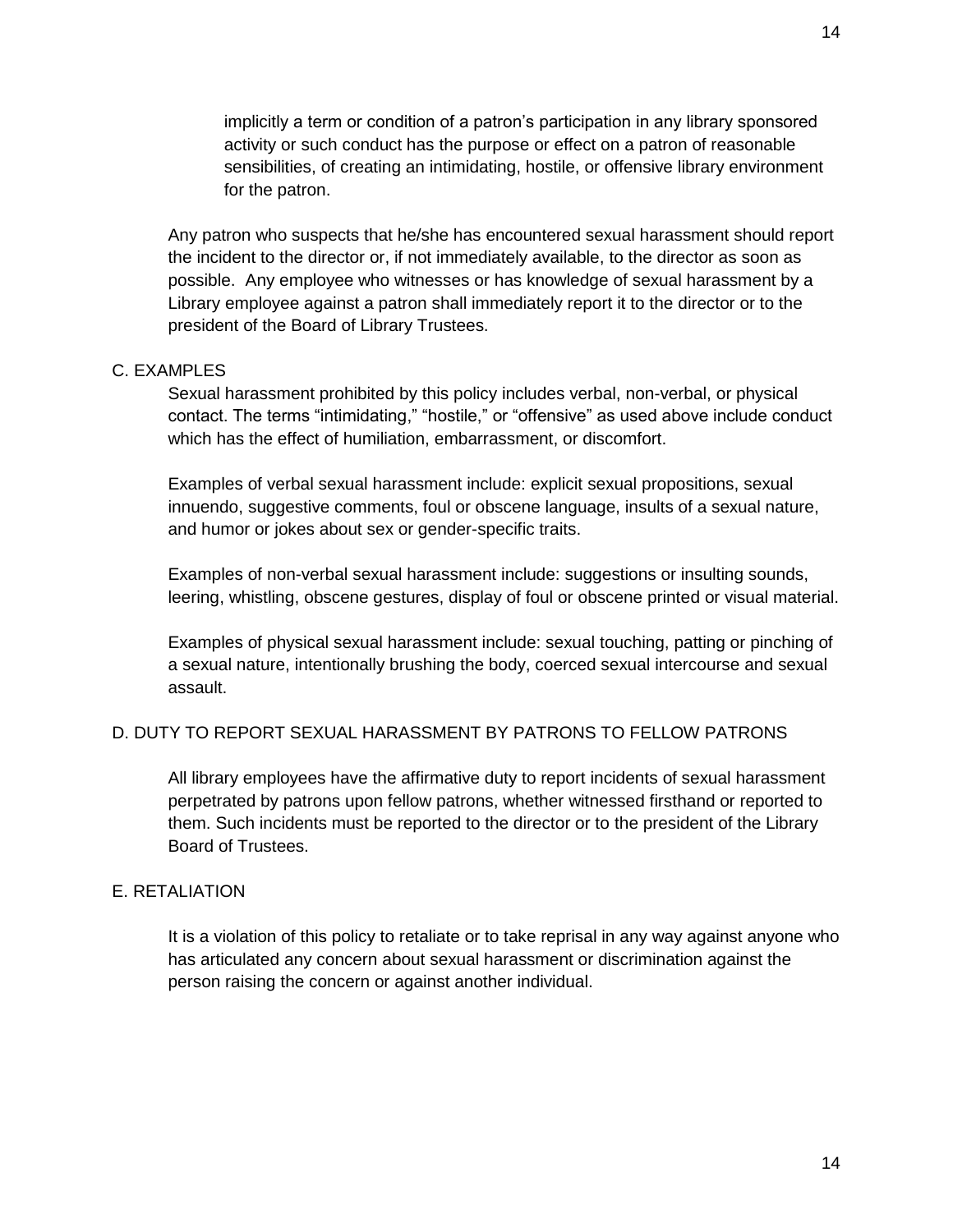implicitly a term or condition of a patron's participation in any library sponsored activity or such conduct has the purpose or effect on a patron of reasonable sensibilities, of creating an intimidating, hostile, or offensive library environment for the patron.

Any patron who suspects that he/she has encountered sexual harassment should report the incident to the director or, if not immediately available, to the director as soon as possible. Any employee who witnesses or has knowledge of sexual harassment by a Library employee against a patron shall immediately report it to the director or to the president of the Board of Library Trustees.

C. EXAMPLES

Sexual harassment prohibited by this policy includes verbal, non-verbal, or physical contact. The terms "intimidating," "hostile," or "offensive" as used above include conduct which has the effect of humiliation, embarrassment, or discomfort.

Examples of verbal sexual harassment include: explicit sexual propositions, sexual innuendo, suggestive comments, foul or obscene language, insults of a sexual nature, and humor or jokes about sex or gender-specific traits.

Examples of non-verbal sexual harassment include: suggestions or insulting sounds, leering, whistling, obscene gestures, display of foul or obscene printed or visual material.

Examples of physical sexual harassment include: sexual touching, patting or pinching of a sexual nature, intentionally brushing the body, coerced sexual intercourse and sexual assault.

D. DUTY TO REPORT SEXUAL HARASSMENT BY PATRONS TO FELLOW PATRONS

All library employees have the affirmative duty to report incidents of sexual harassment perpetrated by patrons upon fellow patrons, whether witnessed firsthand or reported to them. Such incidents must be reported to the director or to the president of the Library Board of Trustees.

E. RETALIATION

It is a violation of this policy to retaliate or to take reprisal in any way against anyone who has articulated any concern about sexual harassment or discrimination against the person raising the concern or against another individual.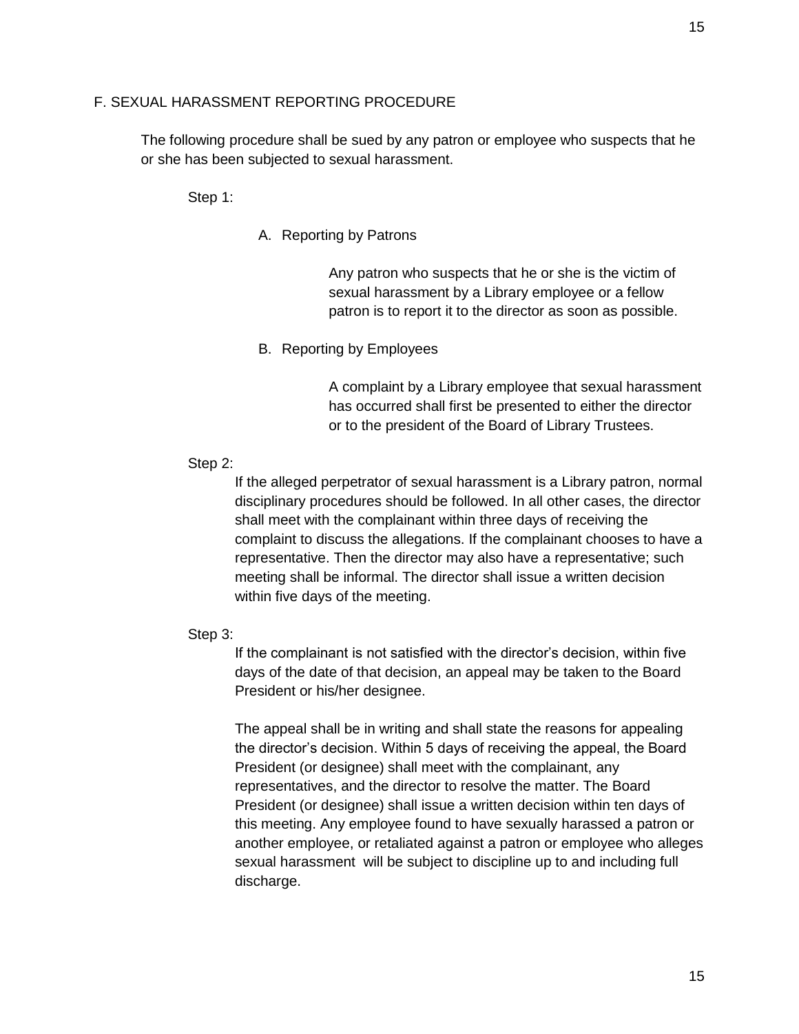## F. SEXUAL HARASSMENT REPORTING PROCEDURE

The following procedure shall be sued by any patron or employee who suspects that he or she has been subjected to sexual harassment.

Step 1:

A. Reporting by Patrons

Any patron who suspects that he or she is the victim of sexual harassment by a Library employee or a fellow patron is to report it to the director as soon as possible.

B. Reporting by Employees

A complaint by a Library employee that sexual harassment has occurred shall first be presented to either the director or to the president of the Board of Library Trustees.

Step 2:

If the alleged perpetrator of sexual harassment is a Library patron, normal disciplinary procedures should be followed. In all other cases, the director shall meet with the complainant within three days of receiving the complaint to discuss the allegations. If the complainant chooses to have a representative. Then the director may also have a representative; such meeting shall be informal. The director shall issue a written decision within five days of the meeting.

Step 3:

If the complainant is not satisfied with the director's decision, within five days of the date of that decision, an appeal may be taken to the Board President or his/her designee.

The appeal shall be in writing and shall state the reasons for appealing the director's decision. Within 5 days of receiving the appeal, the Board President (or designee) shall meet with the complainant, any representatives, and the director to resolve the matter. The Board President (or designee) shall issue a written decision within ten days of this meeting. Any employee found to have sexually harassed a patron or another employee, or retaliated against a patron or employee who alleges sexual harassment will be subject to discipline up to and including full discharge.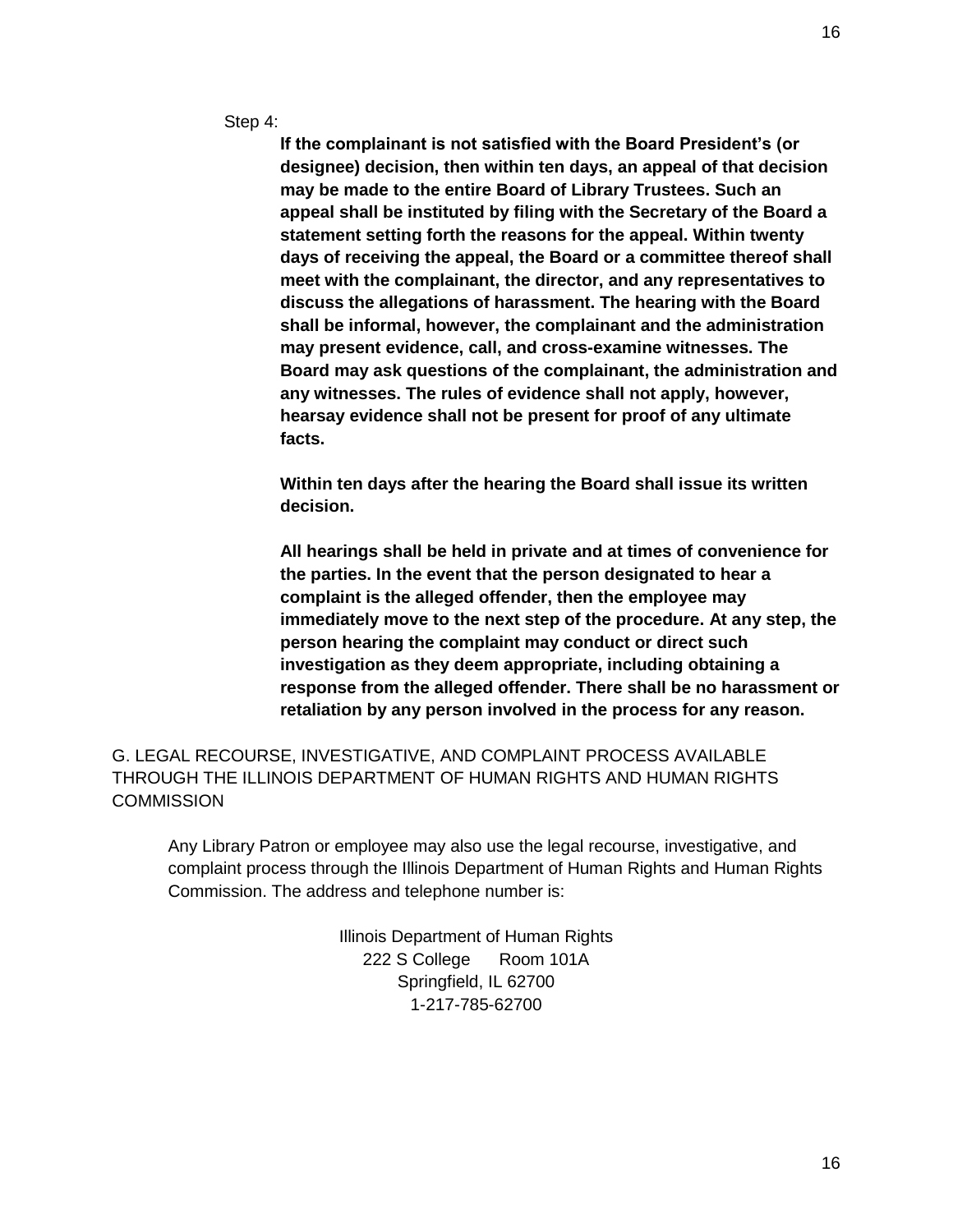Step 4:

**If the complainant is not satisfied with the Board President's (or designee) decision, then within ten days, an appeal of that decision may be made to the entire Board of Library Trustees. Such an appeal shall be instituted by filing with the Secretary of the Board a statement setting forth the reasons for the appeal. Within twenty days of receiving the appeal, the Board or a committee thereof shall meet with the complainant, the director, and any representatives to discuss the allegations of harassment. The hearing with the Board shall be informal, however, the complainant and the administration may present evidence, call, and cross-examine witnesses. The Board may ask questions of the complainant, the administration and any witnesses. The rules of evidence shall not apply, however, hearsay evidence shall not be present for proof of any ultimate facts.**

**Within ten days after the hearing the Board shall issue its written decision.**

**All hearings shall be held in private and at times of convenience for the parties. In the event that the person designated to hear a complaint is the alleged offender, then the employee may immediately move to the next step of the procedure. At any step, the person hearing the complaint may conduct or direct such investigation as they deem appropriate, including obtaining a response from the alleged offender. There shall be no harassment or retaliation by any person involved in the process for any reason.**

G. LEGAL RECOURSE, INVESTIGATIVE, AND COMPLAINT PROCESS AVAILABLE THROUGH THE ILLINOIS DEPARTMENT OF HUMAN RIGHTS AND HUMAN RIGHTS COMMISSION

Any Library Patron or employee may also use the legal recourse, investigative, and complaint process through the Illinois Department of Human Rights and Human Rights Commission. The address and telephone number is:

Illinois Department of Human Rights
222 S College Room 101A
Springfield, IL 62700
1-217-785-62700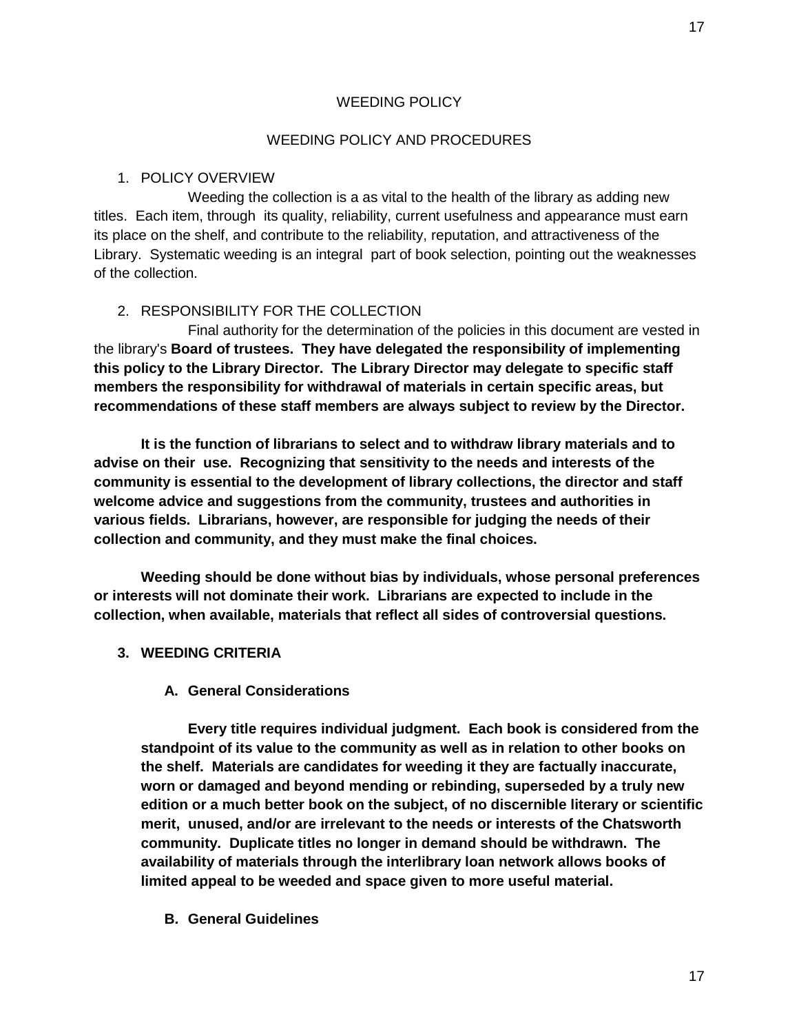WEEDING POLICY

WEEDING POLICY AND PROCEDURES

1. POLICY OVERVIEW

Weeding the collection is a as vital to the health of the library as adding new titles. Each item, through its quality, reliability, current usefulness and appearance must earn its place on the shelf, and contribute to the reliability, reputation, and attractiveness of the Library. Systematic weeding is an integral part of book selection, pointing out the weaknesses of the collection.

2. RESPONSIBILITY FOR THE COLLECTION

Final authority for the determination of the policies in this document are vested in the library's **Board of trustees. They have delegated the responsibility of implementing this policy to the Library Director. The Library Director may delegate to specific staff members the responsibility for withdrawal of materials in certain specific areas, but recommendations of these staff members are always subject to review by the Director.**

**It is the function of librarians to select and to withdraw library materials and to advise on their use. Recognizing that sensitivity to the needs and interests of the community is essential to the development of library collections, the director and staff welcome advice and suggestions from the community, trustees and authorities in various fields. Librarians, however, are responsible for judging the needs of their collection and community, and they must make the final choices.**

**Weeding should be done without bias by individuals, whose personal preferences or interests will not dominate their work. Librarians are expected to include in the collection, when available, materials that reflect all sides of controversial questions.**

**3. WEEDING CRITERIA**

**A. General Considerations**

**Every title requires individual judgment. Each book is considered from the standpoint of its value to the community as well as in relation to other books on the shelf. Materials are candidates for weeding it they are factually inaccurate, worn or damaged and beyond mending or rebinding, superseded by a truly new edition or a much better book on the subject, of no discernible literary or scientific merit, unused, and/or are irrelevant to the needs or interests of the Chatsworth community. Duplicate titles no longer in demand should be withdrawn. The availability of materials through the interlibrary loan network allows books of limited appeal to be weeded and space given to more useful material.**

**B. General Guidelines**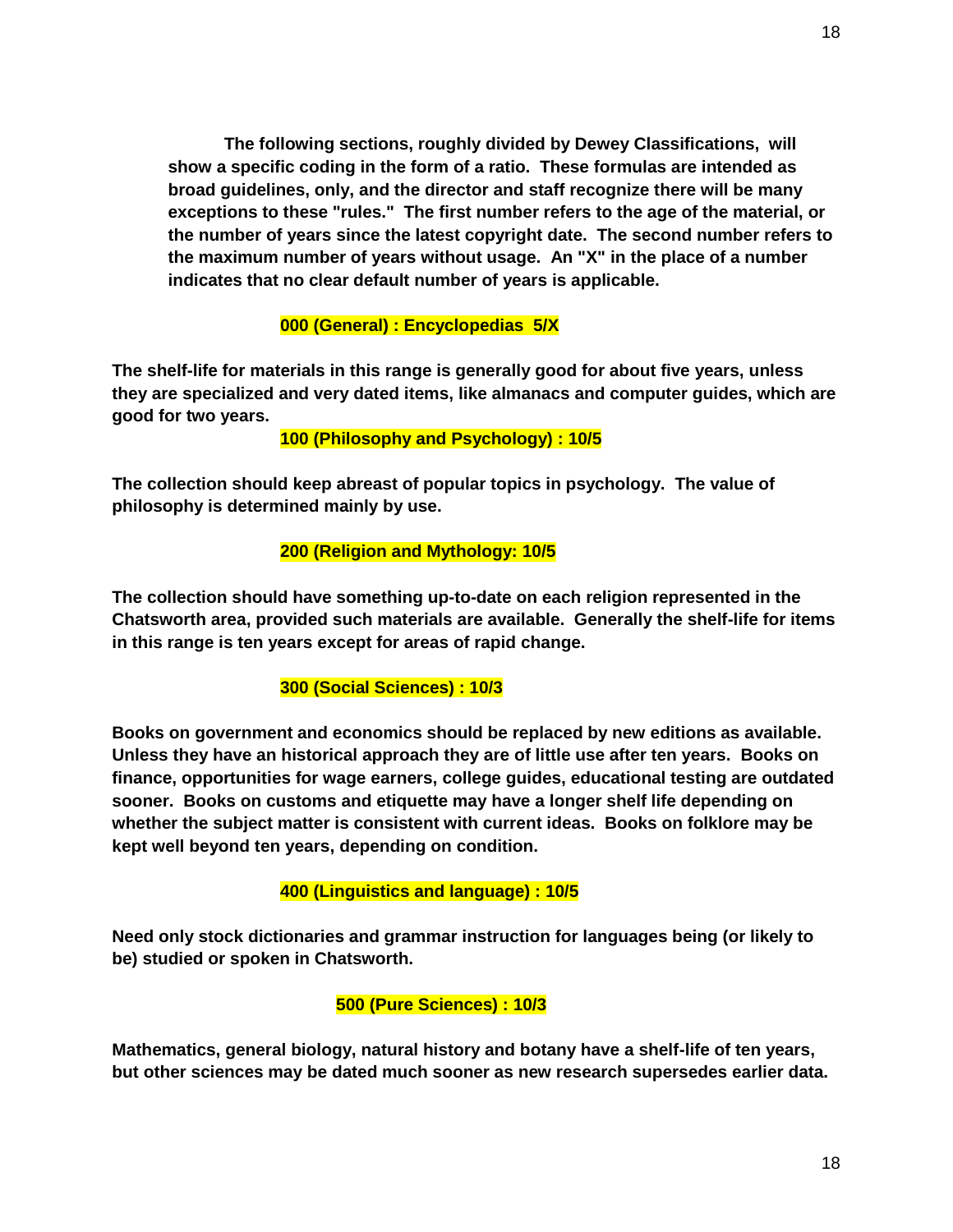**The following sections, roughly divided by Dewey Classifications, will show a specific coding in the form of a ratio. These formulas are intended as broad guidelines, only, and the director and staff recognize there will be many exceptions to these "rules." The first number refers to the age of the material, or the number of years since the latest copyright date. The second number refers to the maximum number of years without usage. An "X" in the place of a number indicates that no clear default number of years is applicable.**

### 000 (General) : Encyclopedias 5/X

**The shelf-life for materials in this range is generally good for about five years, unless they are specialized and very dated items, like almanacs and computer guides, which are good for two years.**

### 100 (Philosophy and Psychology) : 10/5

**The collection should keep abreast of popular topics in psychology. The value of philosophy is determined mainly by use.**

### 200 (Religion and Mythology: 10/5

**The collection should have something up-to-date on each religion represented in the Chatsworth area, provided such materials are available. Generally the shelf-life for items in this range is ten years except for areas of rapid change.**

### 300 (Social Sciences) : 10/3

**Books on government and economics should be replaced by new editions as available. Unless they have an historical approach they are of little use after ten years. Books on finance, opportunities for wage earners, college guides, educational testing are outdated sooner. Books on customs and etiquette may have a longer shelf life depending on whether the subject matter is consistent with current ideas. Books on folklore may be kept well beyond ten years, depending on condition.**

### 400 (Linguistics and language) : 10/5

**Need only stock dictionaries and grammar instruction for languages being (or likely to be) studied or spoken in Chatsworth.**

### 500 (Pure Sciences) : 10/3

**Mathematics, general biology, natural history and botany have a shelf-life of ten years, but other sciences may be dated much sooner as new research supersedes earlier data.**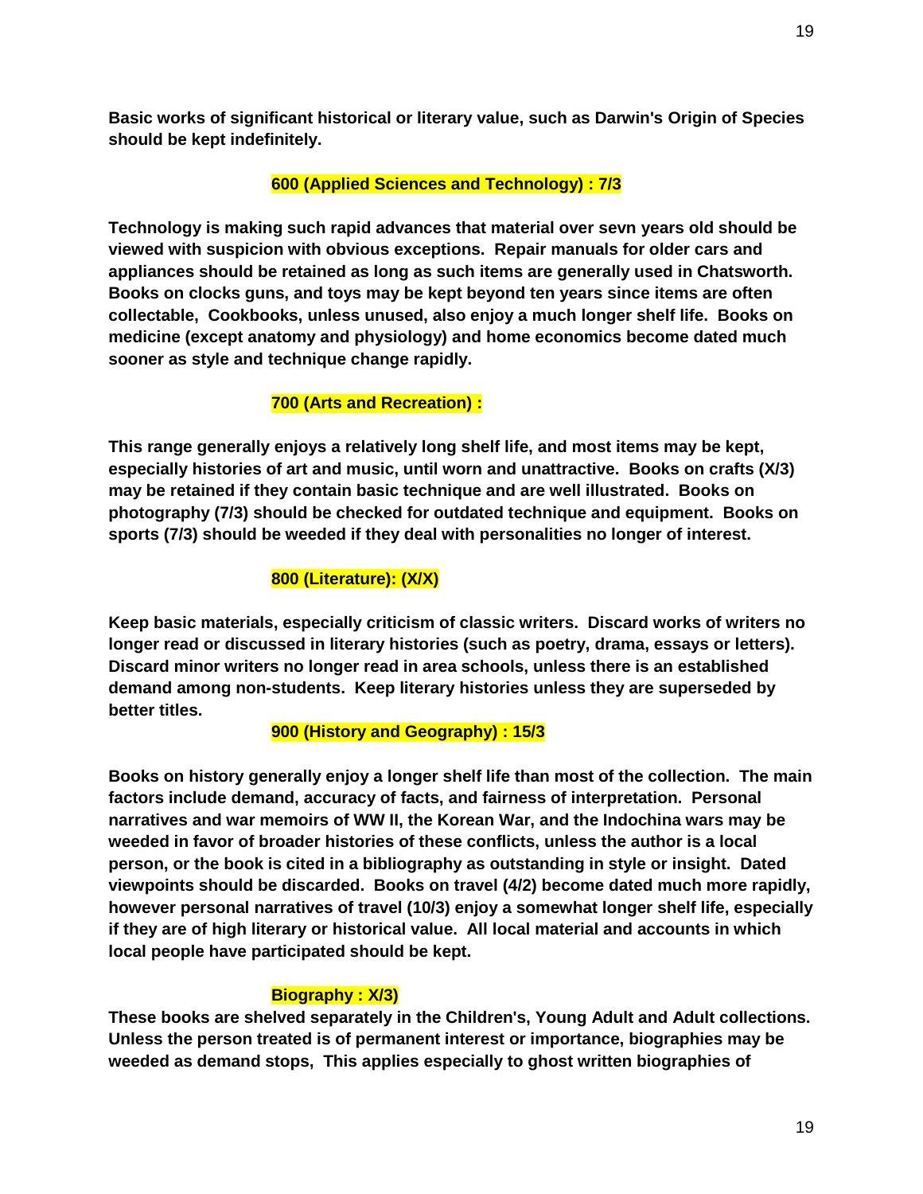**Basic works of significant historical or literary value, such as Darwin's Origin of Species should be kept indefinitely.**

### 600 (Applied Sciences and Technology) : 7/3

**Technology is making such rapid advances that material over sevn years old should be viewed with suspicion with obvious exceptions. Repair manuals for older cars and appliances should be retained as long as such items are generally used in Chatsworth. Books on clocks guns, and toys may be kept beyond ten years since items are often collectable, Cookbooks, unless unused, also enjoy a much longer shelf life. Books on medicine (except anatomy and physiology) and home economics become dated much sooner as style and technique change rapidly.**

### 700 (Arts and Recreation) :

**This range generally enjoys a relatively long shelf life, and most items may be kept, especially histories of art and music, until worn and unattractive. Books on crafts (X/3) may be retained if they contain basic technique and are well illustrated. Books on photography (7/3) should be checked for outdated technique and equipment. Books on sports (7/3) should be weeded if they deal with personalities no longer of interest.**

### 800 (Literature): (X/X)

**Keep basic materials, especially criticism of classic writers. Discard works of writers no longer read or discussed in literary histories (such as poetry, drama, essays or letters). Discard minor writers no longer read in area schools, unless there is an established demand among non-students. Keep literary histories unless they are superseded by better titles.**

### 900 (History and Geography) : 15/3

**Books on history generally enjoy a longer shelf life than most of the collection. The main factors include demand, accuracy of facts, and fairness of interpretation. Personal narratives and war memoirs of WW II, the Korean War, and the Indochina wars may be weeded in favor of broader histories of these conflicts, unless the author is a local person, or the book is cited in a bibliography as outstanding in style or insight. Dated viewpoints should be discarded. Books on travel (4/2) become dated much more rapidly, however personal narratives of travel (10/3) enjoy a somewhat longer shelf life, especially if they are of high literary or historical value. All local material and accounts in which local people have participated should be kept.**

### Biography : X/3)

**These books are shelved separately in the Children's, Young Adult and Adult collections. Unless the person treated is of permanent interest or importance, biographies may be weeded as demand stops, This applies especially to ghost written biographies of**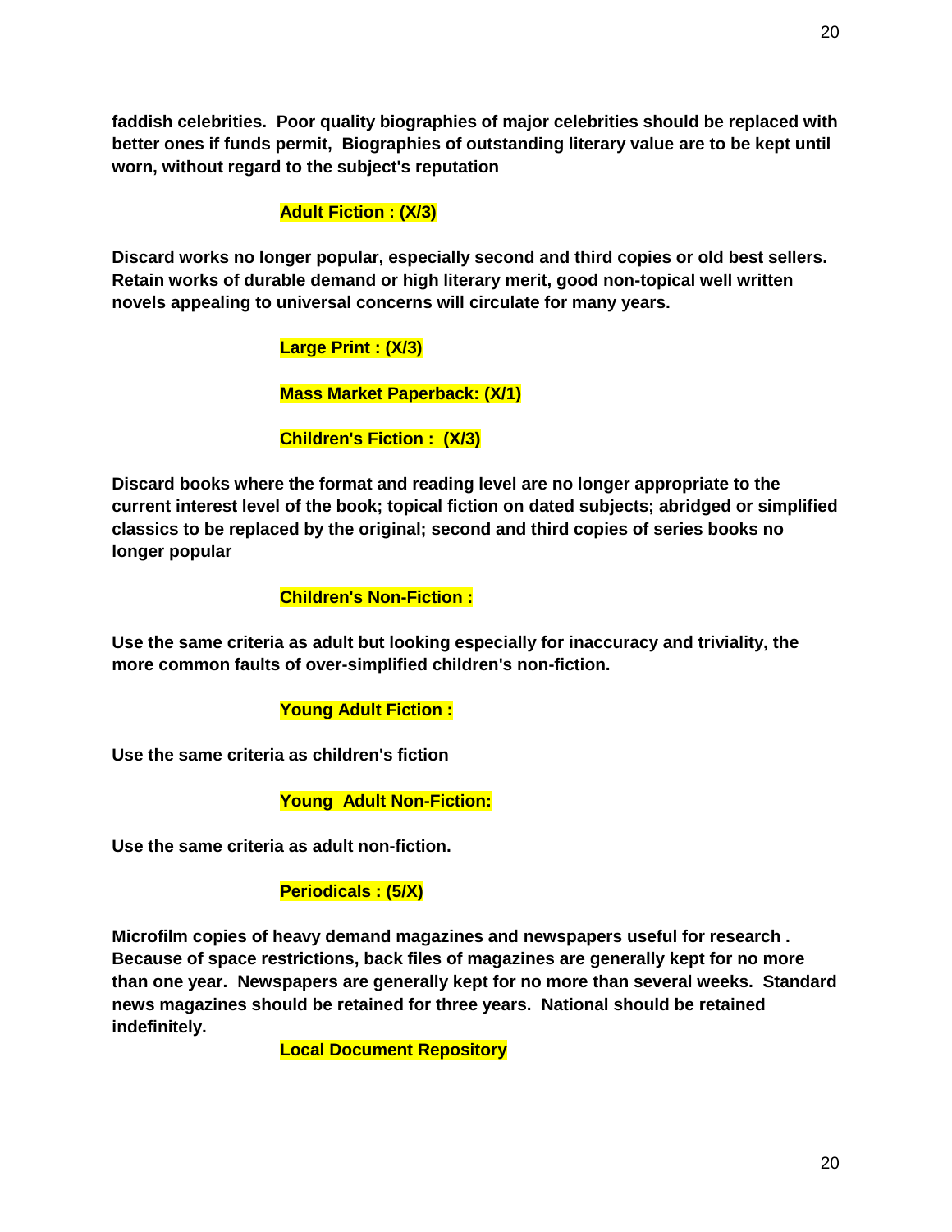**faddish celebrities. Poor quality biographies of major celebrities should be replaced with better ones if funds permit, Biographies of outstanding literary value are to be kept until worn, without regard to the subject's reputation**

### Adult Fiction : (X/3)

**Discard works no longer popular, especially second and third copies or old best sellers. Retain works of durable demand or high literary merit, good non-topical well written novels appealing to universal concerns will circulate for many years.**

### Large Print : (X/3)

### Mass Market Paperback: (X/1)

### Children's Fiction : (X/3)

**Discard books where the format and reading level are no longer appropriate to the current interest level of the book; topical fiction on dated subjects; abridged or simplified classics to be replaced by the original; second and third copies of series books no longer popular**

### Children's Non-Fiction :

**Use the same criteria as adult but looking especially for inaccuracy and triviality, the more common faults of over-simplified children's non-fiction.**

### Young Adult Fiction :

**Use the same criteria as children's fiction**

### Young Adult Non-Fiction:

**Use the same criteria as adult non-fiction.**

### Periodicals : (5/X)

**Microfilm copies of heavy demand magazines and newspapers useful for research . Because of space restrictions, back files of magazines are generally kept for no more than one year. Newspapers are generally kept for no more than several weeks. Standard news magazines should be retained for three years. National should be retained indefinitely.**

### Local Document Repository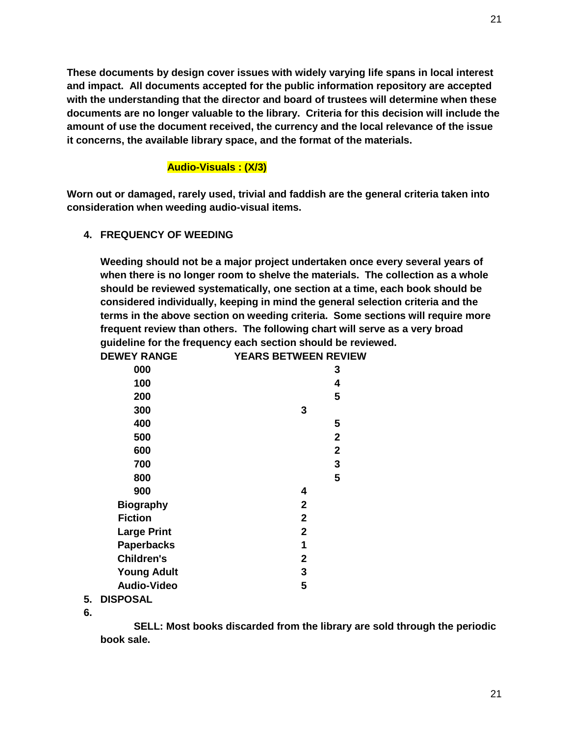**These documents by design cover issues with widely varying life spans in local interest and impact. All documents accepted for the public information repository are accepted with the understanding that the director and board of trustees will determine when these documents are no longer valuable to the library. Criteria for this decision will include the amount of use the document received, the currency and the local relevance of the issue it concerns, the available library space, and the format of the materials.**

**Audio-Visuals : (X/3)**

**Worn out or damaged, rarely used, trivial and faddish are the general criteria taken into consideration when weeding audio-visual items.**

4. **FREQUENCY OF WEEDING**

   **Weeding should not be a major project undertaken once every several years of when there is no longer room to shelve the materials. The collection as a whole should be reviewed systematically, one section at a time, each book should be considered individually, keeping in mind the general selection criteria and the terms in the above section on weeding criteria. Some sections will require more frequent review than others. The following chart will serve as a very broad guideline for the frequency each section should be reviewed.**

| DEWEY RANGE | YEARS BETWEEN REVIEW |
|---|---|
| 000 | 3 |
| 100 | 4 |
| 200 | 5 |
| 300 | 3 |
| 400 | 5 |
| 500 | 2 |
| 600 | 2 |
| 700 | 3 |
| 800 | 5 |
| 900 | 4 |
| Biography | 2 |
| Fiction | 2 |
| Large Print | 2 |
| Paperbacks | 1 |
| Children's | 2 |
| Young Adult | 3 |
| Audio-Video | 5 |

5. **DISPOSAL**
6. 

   **SELL: Most books discarded from the library are sold through the periodic book sale.**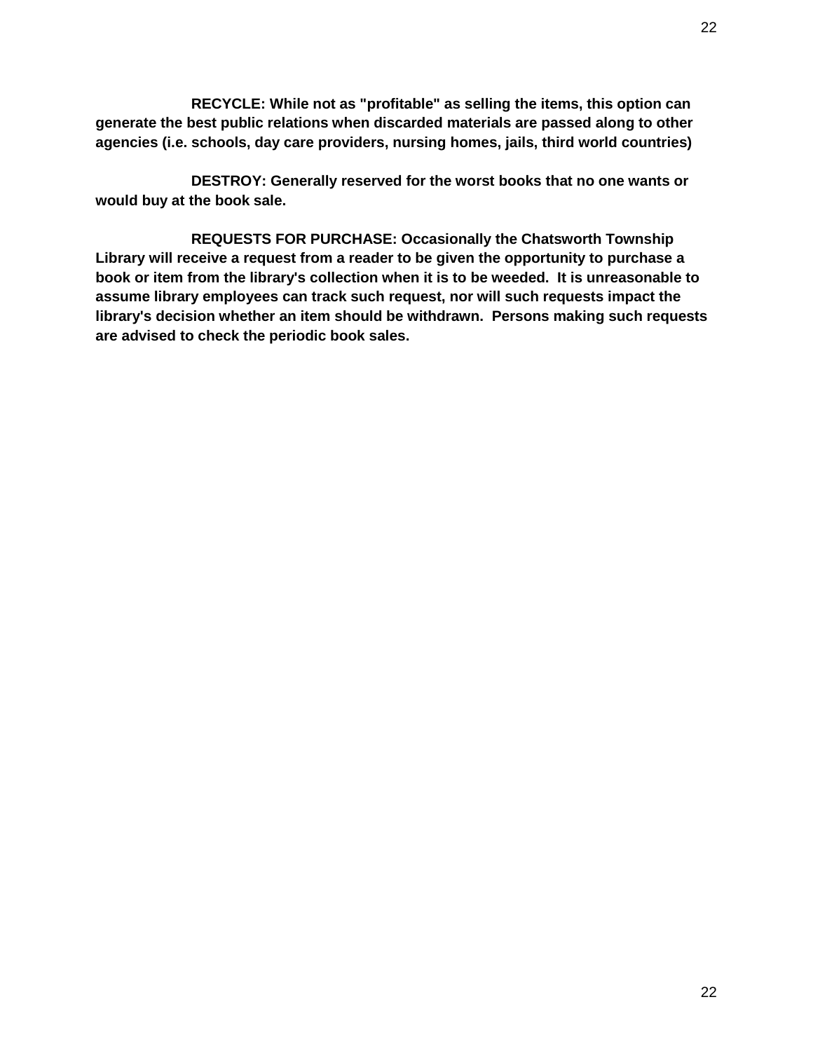**RECYCLE: While not as "profitable" as selling the items, this option can generate the best public relations when discarded materials are passed along to other agencies (i.e. schools, day care providers, nursing homes, jails, third world countries)**

**DESTROY: Generally reserved for the worst books that no one wants or would buy at the book sale.**

**REQUESTS FOR PURCHASE: Occasionally the Chatsworth Township Library will receive a request from a reader to be given the opportunity to purchase a book or item from the library's collection when it is to be weeded. It is unreasonable to assume library employees can track such request, nor will such requests impact the library's decision whether an item should be withdrawn. Persons making such requests are advised to check the periodic book sales.**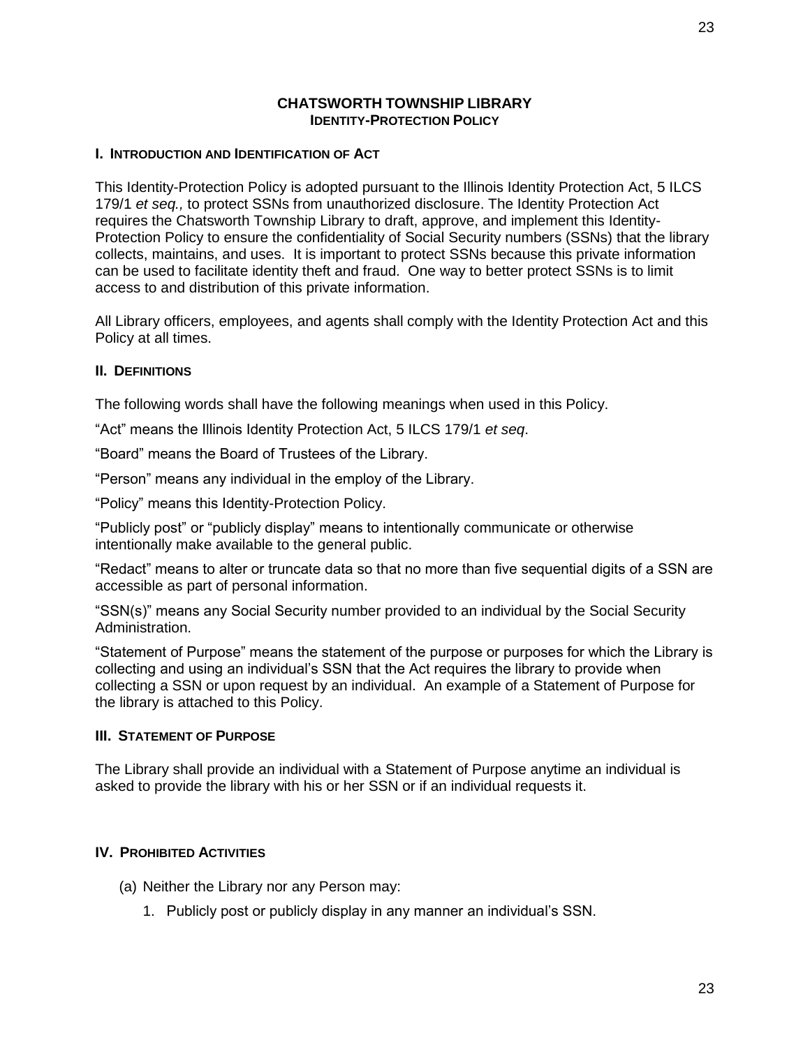# CHATSWORTH TOWNSHIP LIBRARY
## IDENTITY-PROTECTION POLICY

### I. INTRODUCTION AND IDENTIFICATION OF ACT

This Identity-Protection Policy is adopted pursuant to the Illinois Identity Protection Act, 5 ILCS 179/1 *et seq.,* to protect SSNs from unauthorized disclosure. The Identity Protection Act requires the Chatsworth Township Library to draft, approve, and implement this Identity-Protection Policy to ensure the confidentiality of Social Security numbers (SSNs) that the library collects, maintains, and uses. It is important to protect SSNs because this private information can be used to facilitate identity theft and fraud. One way to better protect SSNs is to limit access to and distribution of this private information.

All Library officers, employees, and agents shall comply with the Identity Protection Act and this Policy at all times.

### II. DEFINITIONS

The following words shall have the following meanings when used in this Policy.

"Act" means the Illinois Identity Protection Act, 5 ILCS 179/1 *et seq*.

"Board" means the Board of Trustees of the Library.

"Person" means any individual in the employ of the Library.

"Policy" means this Identity-Protection Policy.

"Publicly post" or "publicly display" means to intentionally communicate or otherwise intentionally make available to the general public.

"Redact" means to alter or truncate data so that no more than five sequential digits of a SSN are accessible as part of personal information.

"SSN(s)" means any Social Security number provided to an individual by the Social Security Administration.

"Statement of Purpose" means the statement of the purpose or purposes for which the Library is collecting and using an individual's SSN that the Act requires the library to provide when collecting a SSN or upon request by an individual. An example of a Statement of Purpose for the library is attached to this Policy.

### III. STATEMENT OF PURPOSE

The Library shall provide an individual with a Statement of Purpose anytime an individual is asked to provide the library with his or her SSN or if an individual requests it.

### IV. PROHIBITED ACTIVITIES

(a) Neither the Library nor any Person may:

1. Publicly post or publicly display in any manner an individual's SSN.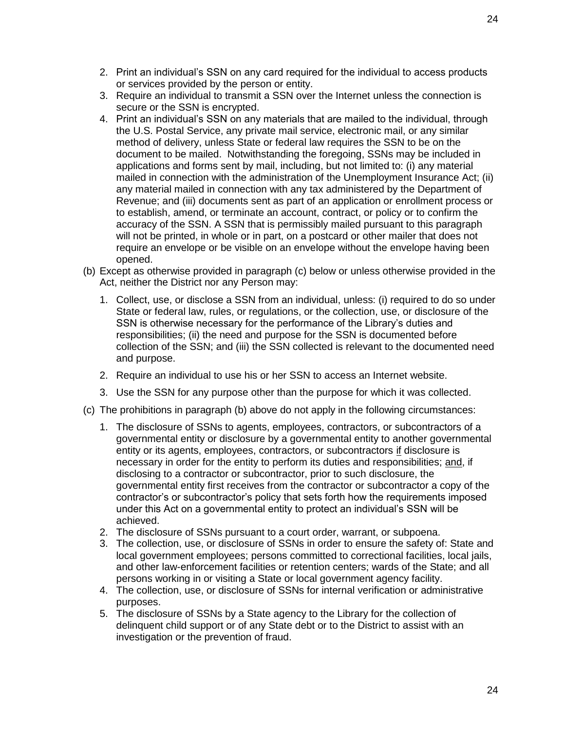2. Print an individual's SSN on any card required for the individual to access products or services provided by the person or entity.
3. Require an individual to transmit a SSN over the Internet unless the connection is secure or the SSN is encrypted.
4. Print an individual's SSN on any materials that are mailed to the individual, through the U.S. Postal Service, any private mail service, electronic mail, or any similar method of delivery, unless State or federal law requires the SSN to be on the document to be mailed. Notwithstanding the foregoing, SSNs may be included in applications and forms sent by mail, including, but not limited to: (i) any material mailed in connection with the administration of the Unemployment Insurance Act; (ii) any material mailed in connection with any tax administered by the Department of Revenue; and (iii) documents sent as part of an application or enrollment process or to establish, amend, or terminate an account, contract, or policy or to confirm the accuracy of the SSN. A SSN that is permissibly mailed pursuant to this paragraph will not be printed, in whole or in part, on a postcard or other mailer that does not require an envelope or be visible on an envelope without the envelope having been opened.

(b) Except as otherwise provided in paragraph (c) below or unless otherwise provided in the Act, neither the District nor any Person may:

1. Collect, use, or disclose a SSN from an individual, unless: (i) required to do so under State or federal law, rules, or regulations, or the collection, use, or disclosure of the SSN is otherwise necessary for the performance of the Library's duties and responsibilities; (ii) the need and purpose for the SSN is documented before collection of the SSN; and (iii) the SSN collected is relevant to the documented need and purpose.
2. Require an individual to use his or her SSN to access an Internet website.
3. Use the SSN for any purpose other than the purpose for which it was collected.

(c) The prohibitions in paragraph (b) above do not apply in the following circumstances:

1. The disclosure of SSNs to agents, employees, contractors, or subcontractors of a governmental entity or disclosure by a governmental entity to another governmental entity or its agents, employees, contractors, or subcontractors if disclosure is necessary in order for the entity to perform its duties and responsibilities; and, if disclosing to a contractor or subcontractor, prior to such disclosure, the governmental entity first receives from the contractor or subcontractor a copy of the contractor's or subcontractor's policy that sets forth how the requirements imposed under this Act on a governmental entity to protect an individual's SSN will be achieved.
2. The disclosure of SSNs pursuant to a court order, warrant, or subpoena.
3. The collection, use, or disclosure of SSNs in order to ensure the safety of: State and local government employees; persons committed to correctional facilities, local jails, and other law-enforcement facilities or retention centers; wards of the State; and all persons working in or visiting a State or local government agency facility.
4. The collection, use, or disclosure of SSNs for internal verification or administrative purposes.
5. The disclosure of SSNs by a State agency to the Library for the collection of delinquent child support or of any State debt or to the District to assist with an investigation or the prevention of fraud.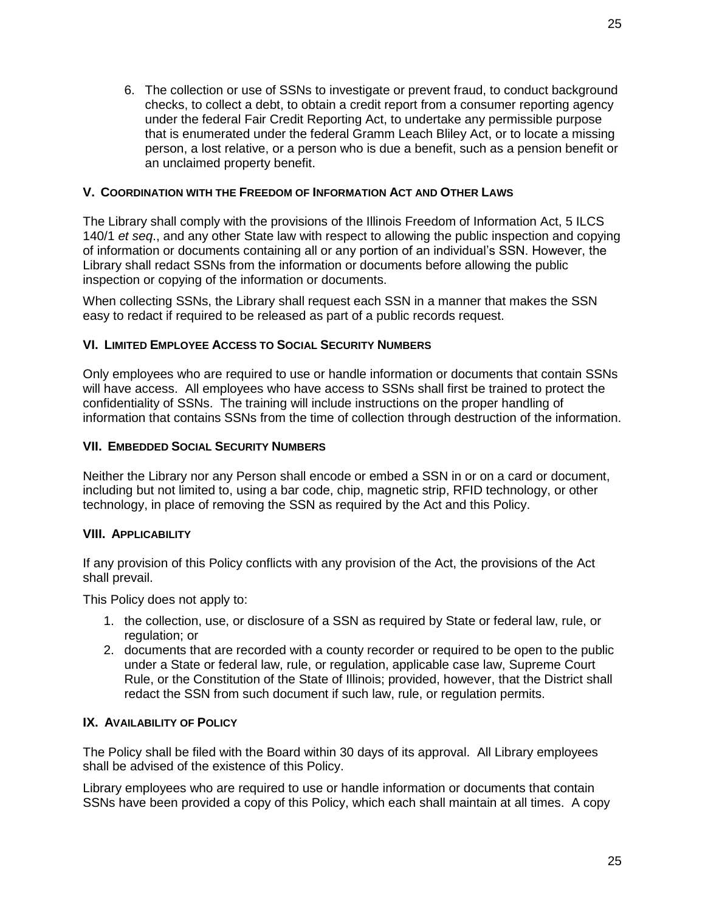6. The collection or use of SSNs to investigate or prevent fraud, to conduct background checks, to collect a debt, to obtain a credit report from a consumer reporting agency under the federal Fair Credit Reporting Act, to undertake any permissible purpose that is enumerated under the federal Gramm Leach Bliley Act, or to locate a missing person, a lost relative, or a person who is due a benefit, such as a pension benefit or an unclaimed property benefit.

### V. Coordination with the Freedom of Information Act and Other Laws

The Library shall comply with the provisions of the Illinois Freedom of Information Act, 5 ILCS 140/1 *et seq*., and any other State law with respect to allowing the public inspection and copying of information or documents containing all or any portion of an individual's SSN. However, the Library shall redact SSNs from the information or documents before allowing the public inspection or copying of the information or documents.

When collecting SSNs, the Library shall request each SSN in a manner that makes the SSN easy to redact if required to be released as part of a public records request.

### VI. Limited Employee Access to Social Security Numbers

Only employees who are required to use or handle information or documents that contain SSNs will have access. All employees who have access to SSNs shall first be trained to protect the confidentiality of SSNs. The training will include instructions on the proper handling of information that contains SSNs from the time of collection through destruction of the information.

### VII. Embedded Social Security Numbers

Neither the Library nor any Person shall encode or embed a SSN in or on a card or document, including but not limited to, using a bar code, chip, magnetic strip, RFID technology, or other technology, in place of removing the SSN as required by the Act and this Policy.

### VIII. Applicability

If any provision of this Policy conflicts with any provision of the Act, the provisions of the Act shall prevail.

This Policy does not apply to:

1. the collection, use, or disclosure of a SSN as required by State or federal law, rule, or regulation; or
2. documents that are recorded with a county recorder or required to be open to the public under a State or federal law, rule, or regulation, applicable case law, Supreme Court Rule, or the Constitution of the State of Illinois; provided, however, that the District shall redact the SSN from such document if such law, rule, or regulation permits.

### IX. Availability of Policy

The Policy shall be filed with the Board within 30 days of its approval. All Library employees shall be advised of the existence of this Policy.

Library employees who are required to use or handle information or documents that contain SSNs have been provided a copy of this Policy, which each shall maintain at all times. A copy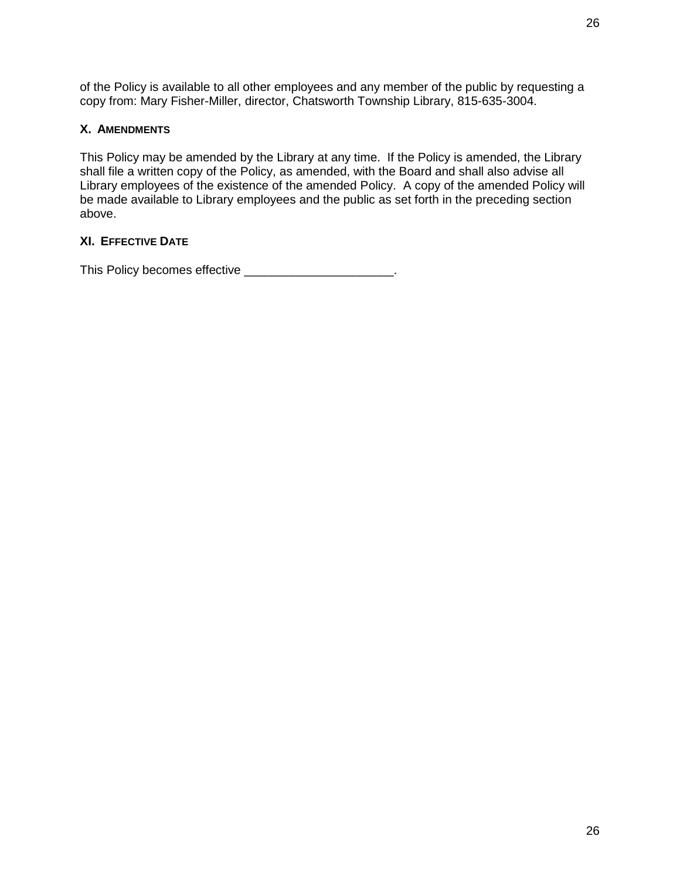of the Policy is available to all other employees and any member of the public by requesting a copy from: Mary Fisher-Miller, director, Chatsworth Township Library, 815-635-3004.

### X. Amendments

This Policy may be amended by the Library at any time. If the Policy is amended, the Library shall file a written copy of the Policy, as amended, with the Board and shall also advise all Library employees of the existence of the amended Policy. A copy of the amended Policy will be made available to Library employees and the public as set forth in the preceding section above.

### XI. Effective Date

This Policy becomes effective ______________________.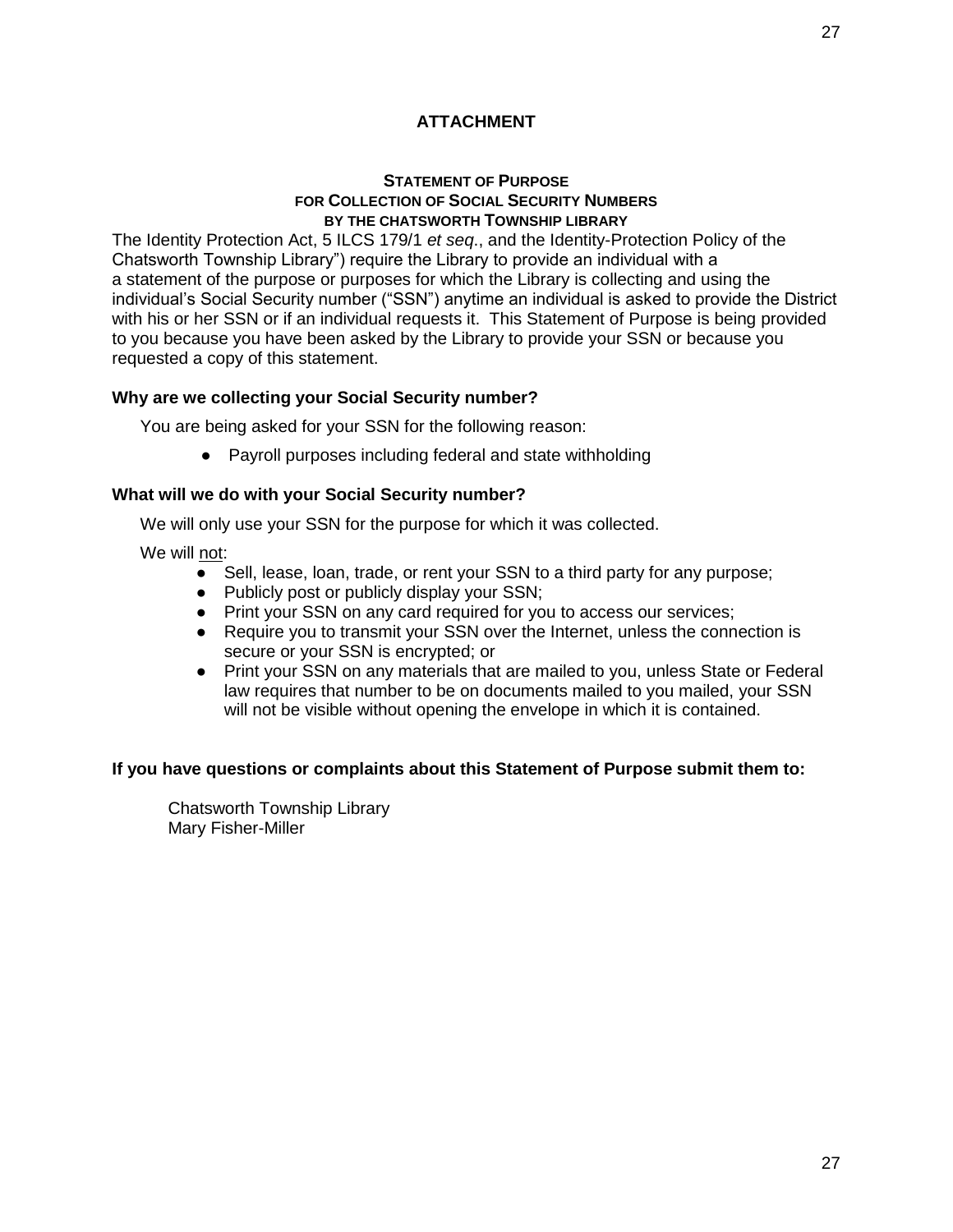## ATTACHMENT

### STATEMENT OF PURPOSE FOR COLLECTION OF SOCIAL SECURITY NUMBERS BY THE CHATSWORTH TOWNSHIP LIBRARY

The Identity Protection Act, 5 ILCS 179/1 *et seq*., and the Identity-Protection Policy of the Chatsworth Township Library") require the Library to provide an individual with a a statement of the purpose or purposes for which the Library is collecting and using the individual's Social Security number ("SSN") anytime an individual is asked to provide the District with his or her SSN or if an individual requests it. This Statement of Purpose is being provided to you because you have been asked by the Library to provide your SSN or because you requested a copy of this statement.

**Why are we collecting your Social Security number?**

You are being asked for your SSN for the following reason:

- Payroll purposes including federal and state withholding

**What will we do with your Social Security number?**

We will only use your SSN for the purpose for which it was collected.

We will <u>not</u>:

- Sell, lease, loan, trade, or rent your SSN to a third party for any purpose;
- Publicly post or publicly display your SSN;
- Print your SSN on any card required for you to access our services;
- Require you to transmit your SSN over the Internet, unless the connection is secure or your SSN is encrypted; or
- Print your SSN on any materials that are mailed to you, unless State or Federal law requires that number to be on documents mailed to you mailed, your SSN will not be visible without opening the envelope in which it is contained.

**If you have questions or complaints about this Statement of Purpose submit them to:**

Chatsworth Township Library
Mary Fisher-Miller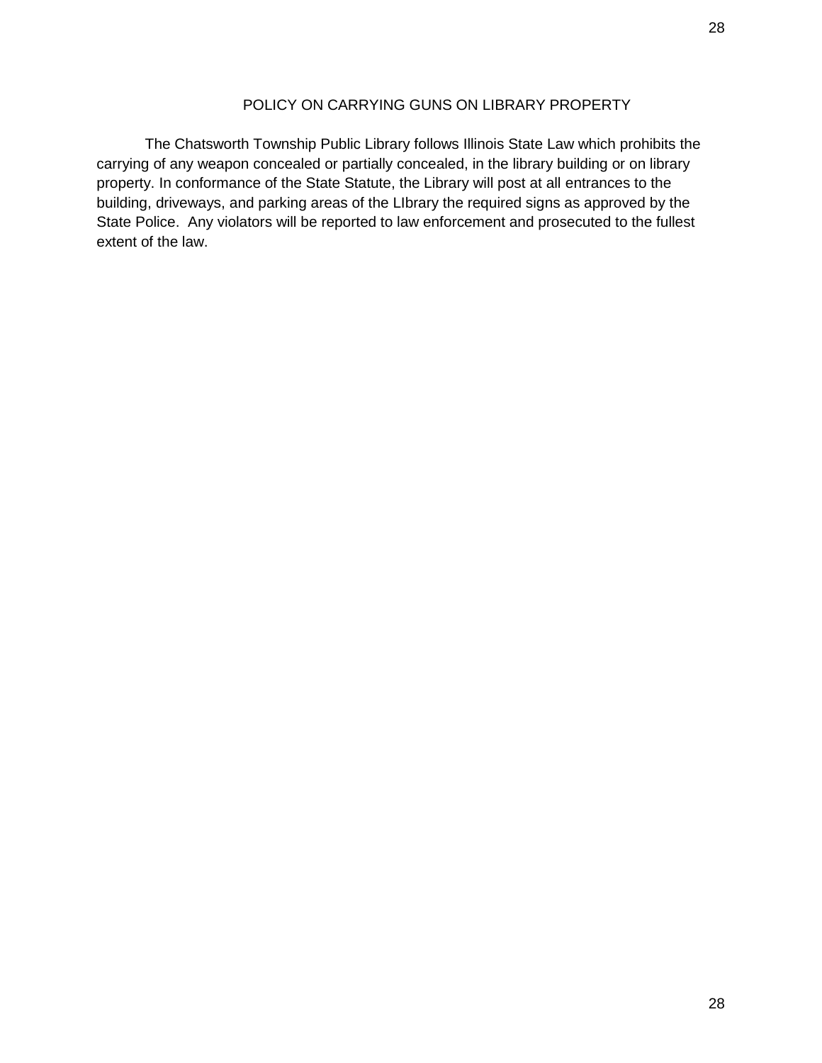## POLICY ON CARRYING GUNS ON LIBRARY PROPERTY

The Chatsworth Township Public Library follows Illinois State Law which prohibits the carrying of any weapon concealed or partially concealed, in the library building or on library property. In conformance of the State Statute, the Library will post at all entrances to the building, driveways, and parking areas of the LIbrary the required signs as approved by the State Police. Any violators will be reported to law enforcement and prosecuted to the fullest extent of the law.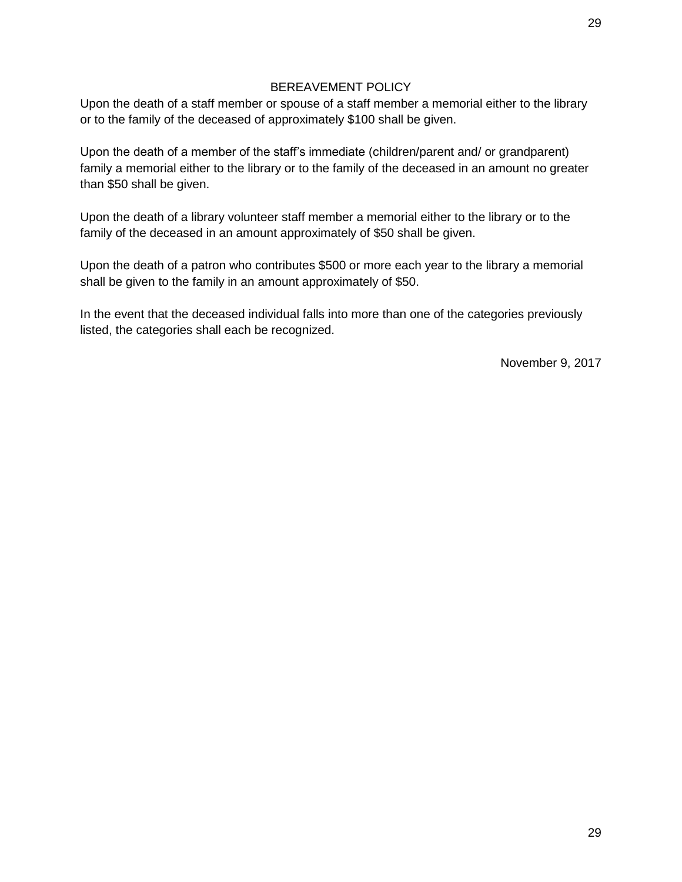# BEREAVEMENT POLICY

Upon the death of a staff member or spouse of a staff member a memorial either to the library or to the family of the deceased of approximately $100 shall be given.

Upon the death of a member of the staff's immediate (children/parent and/ or grandparent) family a memorial either to the library or to the family of the deceased in an amount no greater than $50 shall be given.

Upon the death of a library volunteer staff member a memorial either to the library or to the family of the deceased in an amount approximately of $50 shall be given.

Upon the death of a patron who contributes $500 or more each year to the library a memorial shall be given to the family in an amount approximately of $50.

In the event that the deceased individual falls into more than one of the categories previously listed, the categories shall each be recognized.

November 9, 2017